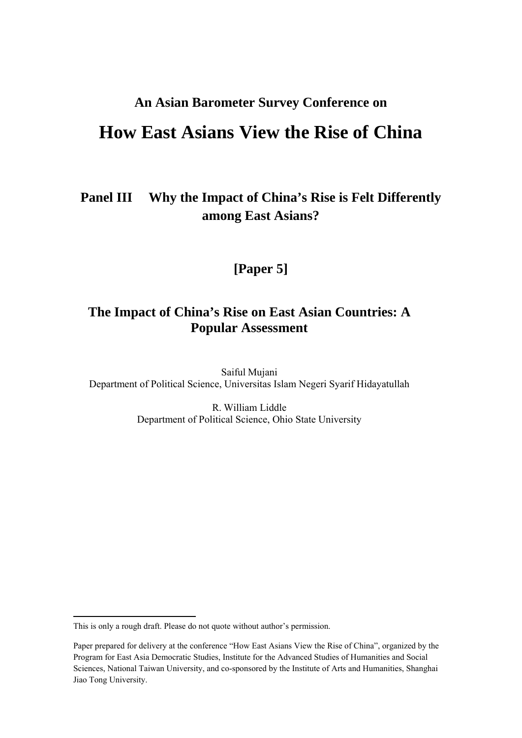**An Asian Barometer Survey Conference on**

# How East Asians View the Rise of China

## Panel III Why the Impact of China's Rise is Felt Differently among East Asians?

## [Paper 5]

## The Impact of China's Rise on East Asian Countries: A Popular Assessment

Saiful Mujani
Department of Political Science, Universitas Islam Negeri Syarif Hidayatullah

R. William Liddle
Department of Political Science, Ohio State University

---

This is only a rough draft. Please do not quote without author's permission.

Paper prepared for delivery at the conference "How East Asians View the Rise of China", organized by the Program for East Asia Democratic Studies, Institute for the Advanced Studies of Humanities and Social Sciences, National Taiwan University, and co-sponsored by the Institute of Arts and Humanities, Shanghai Jiao Tong University.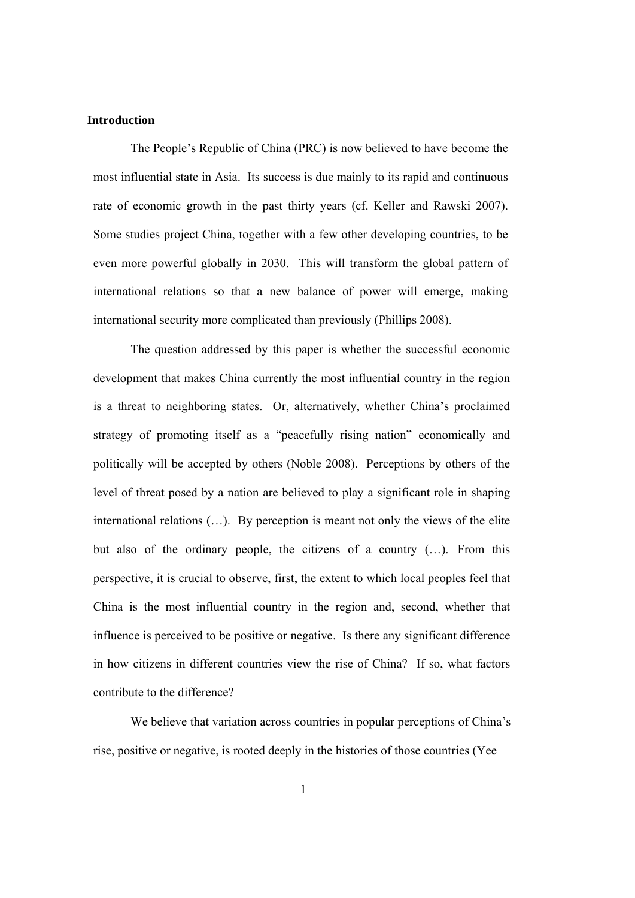## Introduction

The People's Republic of China (PRC) is now believed to have become the most influential state in Asia. Its success is due mainly to its rapid and continuous rate of economic growth in the past thirty years (cf. Keller and Rawski 2007). Some studies project China, together with a few other developing countries, to be even more powerful globally in 2030. This will transform the global pattern of international relations so that a new balance of power will emerge, making international security more complicated than previously (Phillips 2008).

The question addressed by this paper is whether the successful economic development that makes China currently the most influential country in the region is a threat to neighboring states. Or, alternatively, whether China's proclaimed strategy of promoting itself as a "peacefully rising nation" economically and politically will be accepted by others (Noble 2008). Perceptions by others of the level of threat posed by a nation are believed to play a significant role in shaping international relations (…). By perception is meant not only the views of the elite but also of the ordinary people, the citizens of a country (…). From this perspective, it is crucial to observe, first, the extent to which local peoples feel that China is the most influential country in the region and, second, whether that influence is perceived to be positive or negative. Is there any significant difference in how citizens in different countries view the rise of China? If so, what factors contribute to the difference?

We believe that variation across countries in popular perceptions of China's rise, positive or negative, is rooted deeply in the histories of those countries (Yee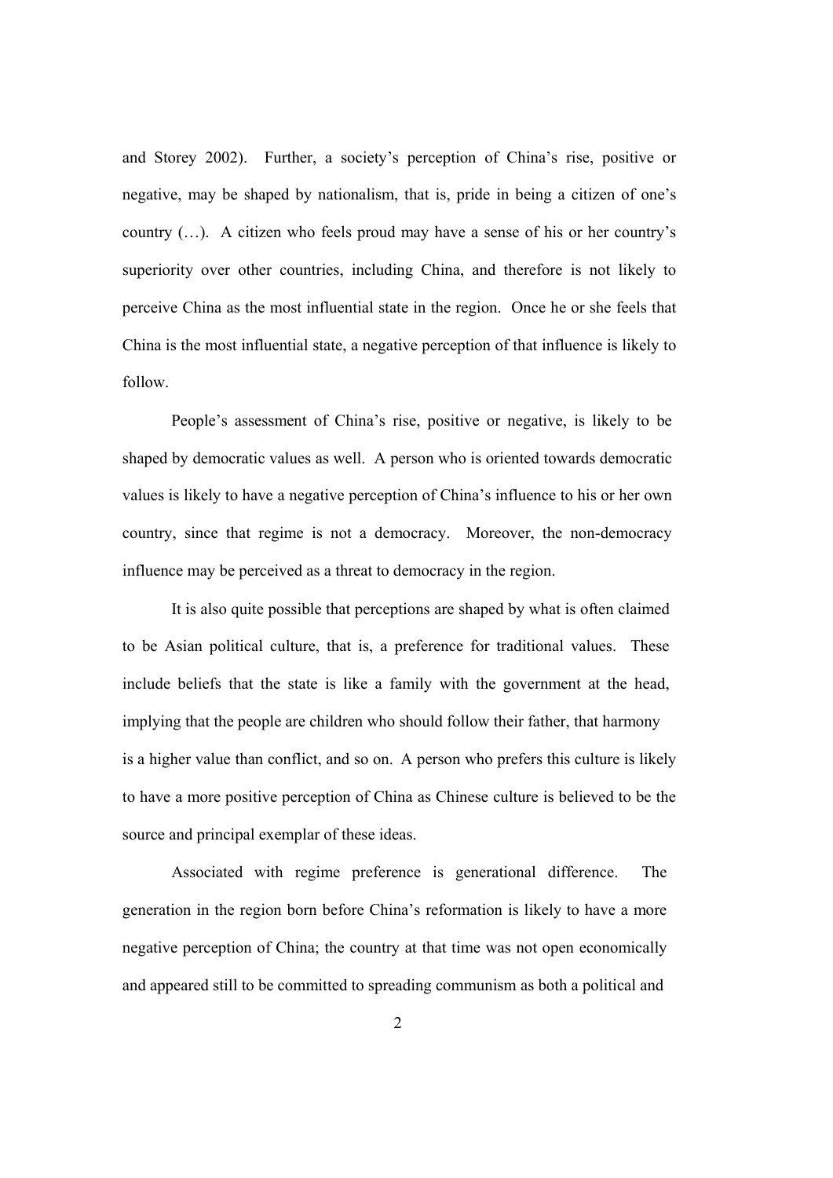and Storey 2002). Further, a society's perception of China's rise, positive or negative, may be shaped by nationalism, that is, pride in being a citizen of one's country (…). A citizen who feels proud may have a sense of his or her country's superiority over other countries, including China, and therefore is not likely to perceive China as the most influential state in the region. Once he or she feels that China is the most influential state, a negative perception of that influence is likely to follow.

People's assessment of China's rise, positive or negative, is likely to be shaped by democratic values as well. A person who is oriented towards democratic values is likely to have a negative perception of China's influence to his or her own country, since that regime is not a democracy. Moreover, the non-democracy influence may be perceived as a threat to democracy in the region.

It is also quite possible that perceptions are shaped by what is often claimed to be Asian political culture, that is, a preference for traditional values. These include beliefs that the state is like a family with the government at the head, implying that the people are children who should follow their father, that harmony is a higher value than conflict, and so on. A person who prefers this culture is likely to have a more positive perception of China as Chinese culture is believed to be the source and principal exemplar of these ideas.

Associated with regime preference is generational difference. The generation in the region born before China's reformation is likely to have a more negative perception of China; the country at that time was not open economically and appeared still to be committed to spreading communism as both a political and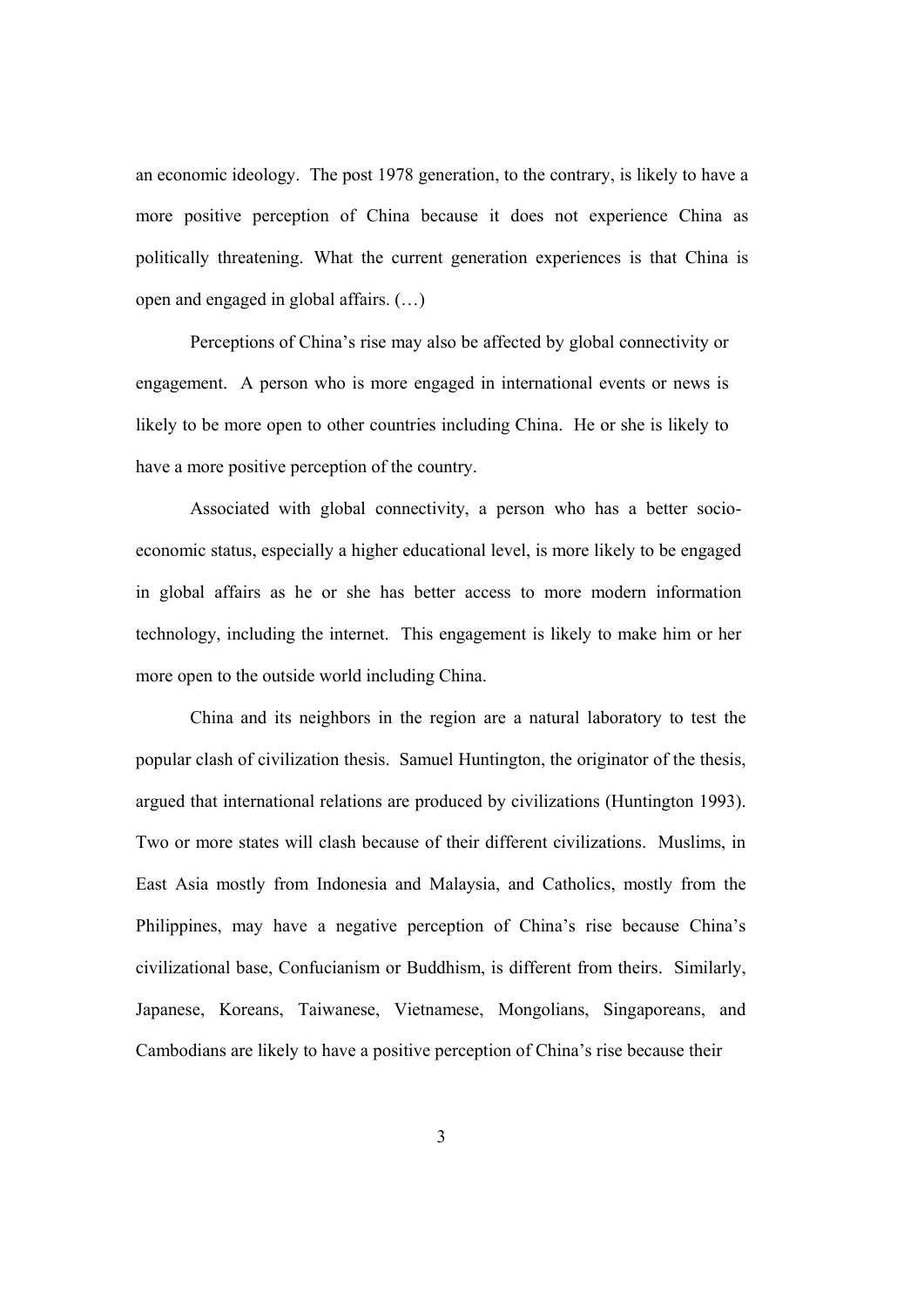an economic ideology. The post 1978 generation, to the contrary, is likely to have a more positive perception of China because it does not experience China as politically threatening. What the current generation experiences is that China is open and engaged in global affairs. (…)

Perceptions of China's rise may also be affected by global connectivity or engagement. A person who is more engaged in international events or news is likely to be more open to other countries including China. He or she is likely to have a more positive perception of the country.

Associated with global connectivity, a person who has a better socio-economic status, especially a higher educational level, is more likely to be engaged in global affairs as he or she has better access to more modern information technology, including the internet. This engagement is likely to make him or her more open to the outside world including China.

China and its neighbors in the region are a natural laboratory to test the popular clash of civilization thesis. Samuel Huntington, the originator of the thesis, argued that international relations are produced by civilizations (Huntington 1993). Two or more states will clash because of their different civilizations. Muslims, in East Asia mostly from Indonesia and Malaysia, and Catholics, mostly from the Philippines, may have a negative perception of China's rise because China's civilizational base, Confucianism or Buddhism, is different from theirs. Similarly, Japanese, Koreans, Taiwanese, Vietnamese, Mongolians, Singaporeans, and Cambodians are likely to have a positive perception of China's rise because their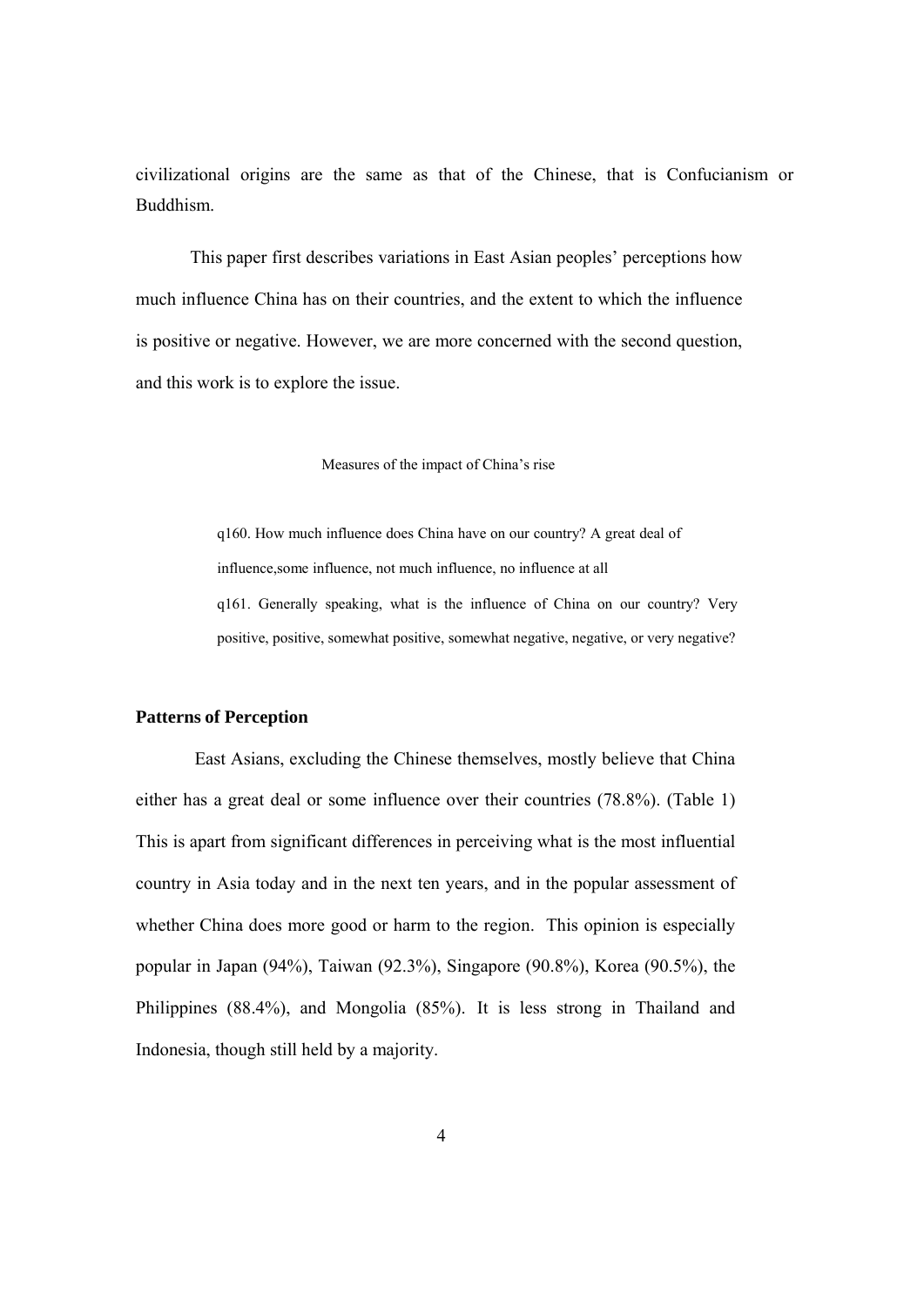civilizational origins are the same as that of the Chinese, that is Confucianism or Buddhism.

This paper first describes variations in East Asian peoples' perceptions how much influence China has on their countries, and the extent to which the influence is positive or negative. However, we are more concerned with the second question, and this work is to explore the issue.

Measures of the impact of China's rise

> q160. How much influence does China have on our country? A great deal of influence,some influence, not much influence, no influence at all
>
> q161. Generally speaking, what is the influence of China on our country? Very positive, positive, somewhat positive, somewhat negative, negative, or very negative?

### Patterns of Perception

East Asians, excluding the Chinese themselves, mostly believe that China either has a great deal or some influence over their countries (78.8%). (Table 1) This is apart from significant differences in perceiving what is the most influential country in Asia today and in the next ten years, and in the popular assessment of whether China does more good or harm to the region. This opinion is especially popular in Japan (94%), Taiwan (92.3%), Singapore (90.8%), Korea (90.5%), the Philippines (88.4%), and Mongolia (85%). It is less strong in Thailand and Indonesia, though still held by a majority.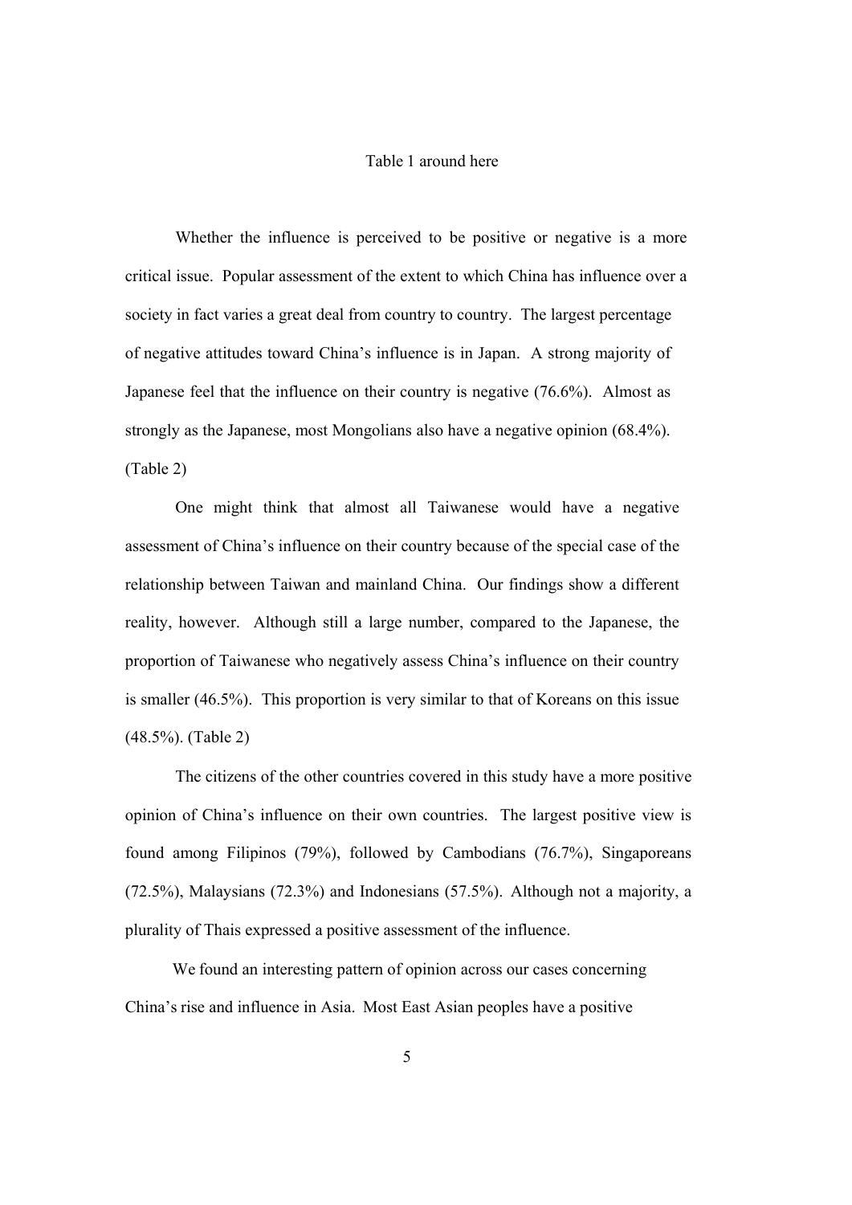Table 1 around here

Whether the influence is perceived to be positive or negative is a more critical issue. Popular assessment of the extent to which China has influence over a society in fact varies a great deal from country to country. The largest percentage of negative attitudes toward China's influence is in Japan. A strong majority of Japanese feel that the influence on their country is negative (76.6%). Almost as strongly as the Japanese, most Mongolians also have a negative opinion (68.4%). (Table 2)

One might think that almost all Taiwanese would have a negative assessment of China's influence on their country because of the special case of the relationship between Taiwan and mainland China. Our findings show a different reality, however. Although still a large number, compared to the Japanese, the proportion of Taiwanese who negatively assess China's influence on their country is smaller (46.5%). This proportion is very similar to that of Koreans on this issue (48.5%). (Table 2)

The citizens of the other countries covered in this study have a more positive opinion of China's influence on their own countries. The largest positive view is found among Filipinos (79%), followed by Cambodians (76.7%), Singaporeans (72.5%), Malaysians (72.3%) and Indonesians (57.5%). Although not a majority, a plurality of Thais expressed a positive assessment of the influence.

We found an interesting pattern of opinion across our cases concerning China's rise and influence in Asia. Most East Asian peoples have a positive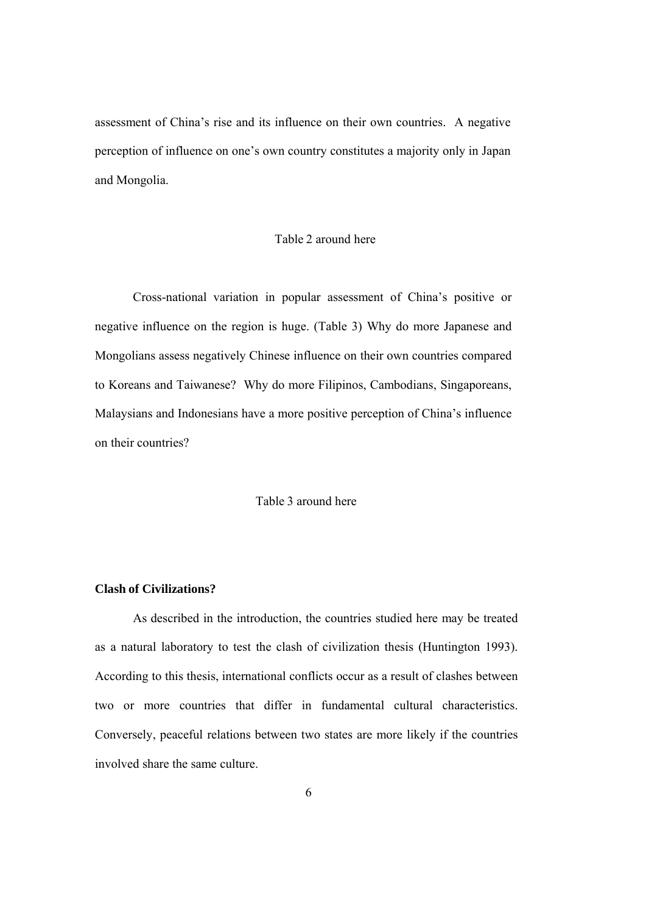assessment of China's rise and its influence on their own countries. A negative perception of influence on one's own country constitutes a majority only in Japan and Mongolia.

Table 2 around here

Cross-national variation in popular assessment of China's positive or negative influence on the region is huge. (Table 3) Why do more Japanese and Mongolians assess negatively Chinese influence on their own countries compared to Koreans and Taiwanese? Why do more Filipinos, Cambodians, Singaporeans, Malaysians and Indonesians have a more positive perception of China's influence on their countries?

Table 3 around here

**Clash of Civilizations?**

As described in the introduction, the countries studied here may be treated as a natural laboratory to test the clash of civilization thesis (Huntington 1993). According to this thesis, international conflicts occur as a result of clashes between two or more countries that differ in fundamental cultural characteristics. Conversely, peaceful relations between two states are more likely if the countries involved share the same culture.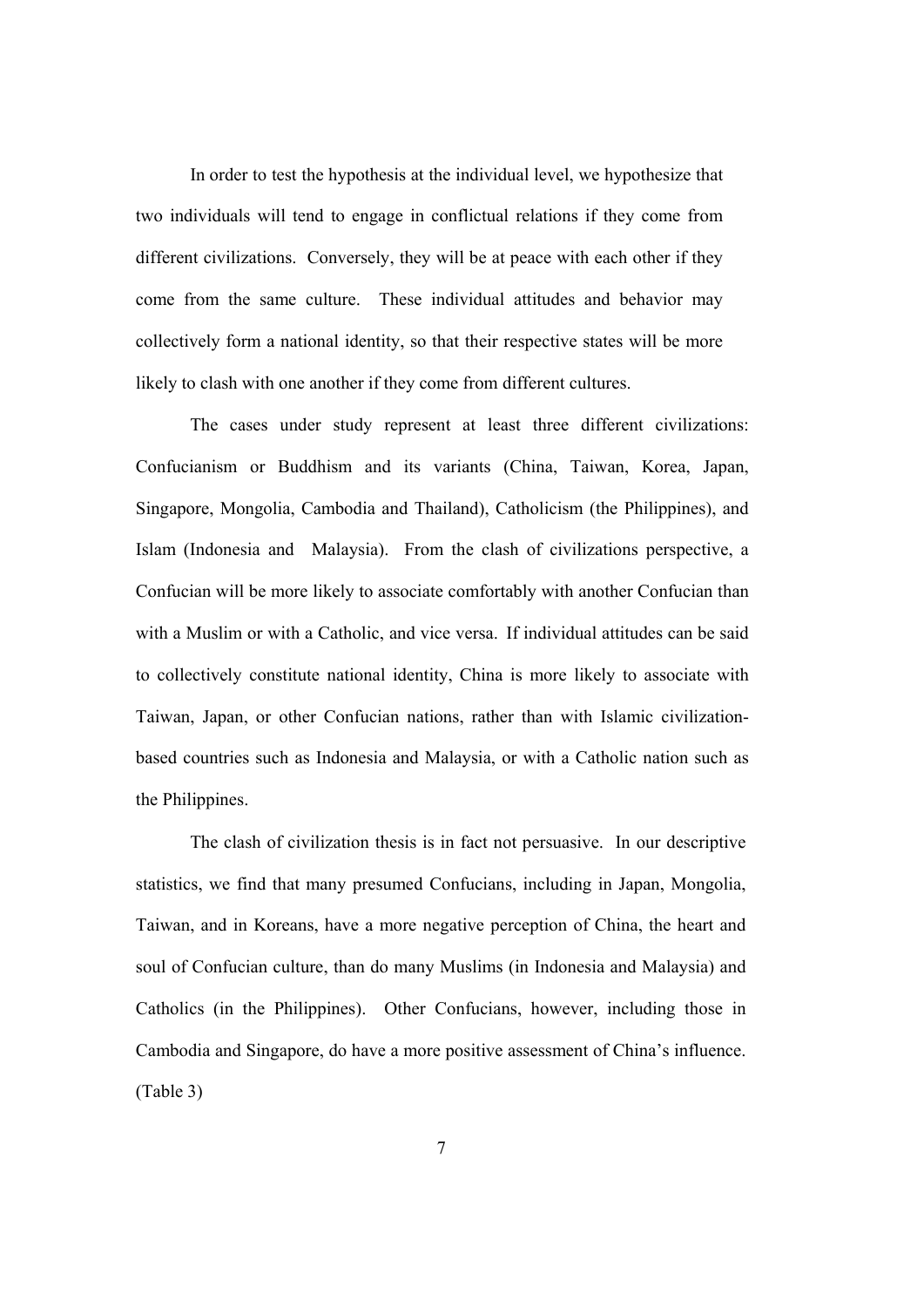In order to test the hypothesis at the individual level, we hypothesize that two individuals will tend to engage in conflictual relations if they come from different civilizations. Conversely, they will be at peace with each other if they come from the same culture. These individual attitudes and behavior may collectively form a national identity, so that their respective states will be more likely to clash with one another if they come from different cultures.

The cases under study represent at least three different civilizations: Confucianism or Buddhism and its variants (China, Taiwan, Korea, Japan, Singapore, Mongolia, Cambodia and Thailand), Catholicism (the Philippines), and Islam (Indonesia and Malaysia). From the clash of civilizations perspective, a Confucian will be more likely to associate comfortably with another Confucian than with a Muslim or with a Catholic, and vice versa. If individual attitudes can be said to collectively constitute national identity, China is more likely to associate with Taiwan, Japan, or other Confucian nations, rather than with Islamic civilization-based countries such as Indonesia and Malaysia, or with a Catholic nation such as the Philippines.

The clash of civilization thesis is in fact not persuasive. In our descriptive statistics, we find that many presumed Confucians, including in Japan, Mongolia, Taiwan, and in Koreans, have a more negative perception of China, the heart and soul of Confucian culture, than do many Muslims (in Indonesia and Malaysia) and Catholics (in the Philippines). Other Confucians, however, including those in Cambodia and Singapore, do have a more positive assessment of China's influence. (Table 3)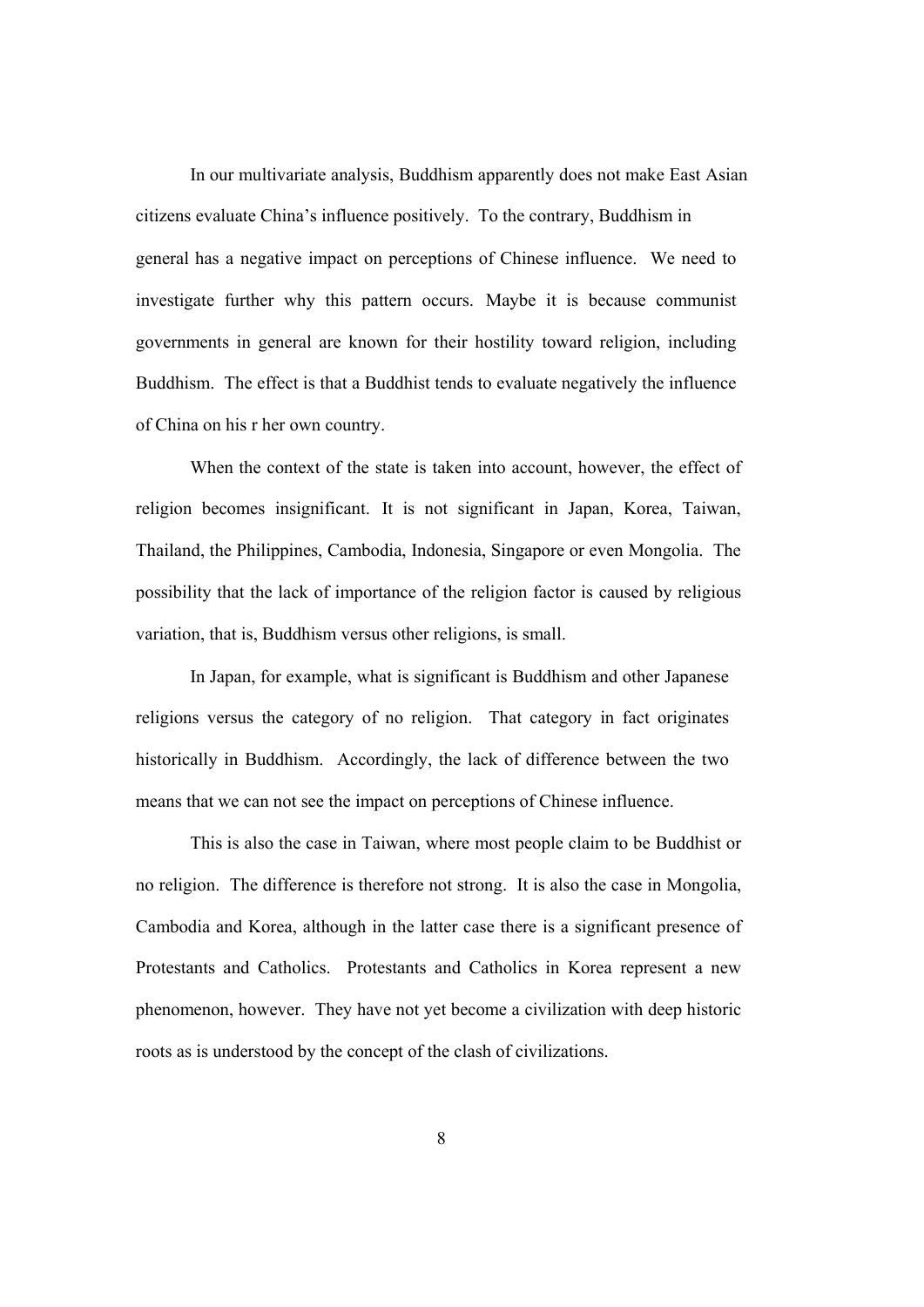In our multivariate analysis, Buddhism apparently does not make East Asian citizens evaluate China's influence positively. To the contrary, Buddhism in general has a negative impact on perceptions of Chinese influence. We need to investigate further why this pattern occurs. Maybe it is because communist governments in general are known for their hostility toward religion, including Buddhism. The effect is that a Buddhist tends to evaluate negatively the influence of China on his r her own country.

When the context of the state is taken into account, however, the effect of religion becomes insignificant. It is not significant in Japan, Korea, Taiwan, Thailand, the Philippines, Cambodia, Indonesia, Singapore or even Mongolia. The possibility that the lack of importance of the religion factor is caused by religious variation, that is, Buddhism versus other religions, is small.

In Japan, for example, what is significant is Buddhism and other Japanese religions versus the category of no religion. That category in fact originates historically in Buddhism. Accordingly, the lack of difference between the two means that we can not see the impact on perceptions of Chinese influence.

This is also the case in Taiwan, where most people claim to be Buddhist or no religion. The difference is therefore not strong. It is also the case in Mongolia, Cambodia and Korea, although in the latter case there is a significant presence of Protestants and Catholics. Protestants and Catholics in Korea represent a new phenomenon, however. They have not yet become a civilization with deep historic roots as is understood by the concept of the clash of civilizations.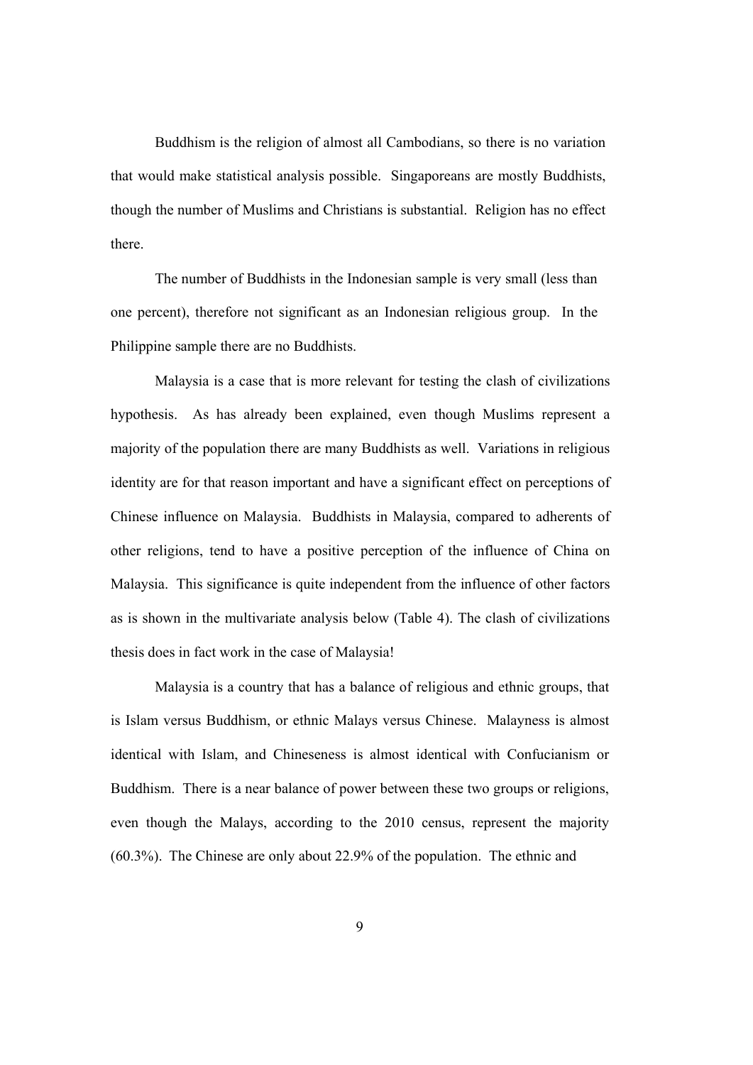Buddhism is the religion of almost all Cambodians, so there is no variation that would make statistical analysis possible. Singaporeans are mostly Buddhists, though the number of Muslims and Christians is substantial. Religion has no effect there.

The number of Buddhists in the Indonesian sample is very small (less than one percent), therefore not significant as an Indonesian religious group. In the Philippine sample there are no Buddhists.

Malaysia is a case that is more relevant for testing the clash of civilizations hypothesis. As has already been explained, even though Muslims represent a majority of the population there are many Buddhists as well. Variations in religious identity are for that reason important and have a significant effect on perceptions of Chinese influence on Malaysia. Buddhists in Malaysia, compared to adherents of other religions, tend to have a positive perception of the influence of China on Malaysia. This significance is quite independent from the influence of other factors as is shown in the multivariate analysis below (Table 4). The clash of civilizations thesis does in fact work in the case of Malaysia!

Malaysia is a country that has a balance of religious and ethnic groups, that is Islam versus Buddhism, or ethnic Malays versus Chinese. Malayness is almost identical with Islam, and Chineseness is almost identical with Confucianism or Buddhism. There is a near balance of power between these two groups or religions, even though the Malays, according to the 2010 census, represent the majority (60.3%). The Chinese are only about 22.9% of the population. The ethnic and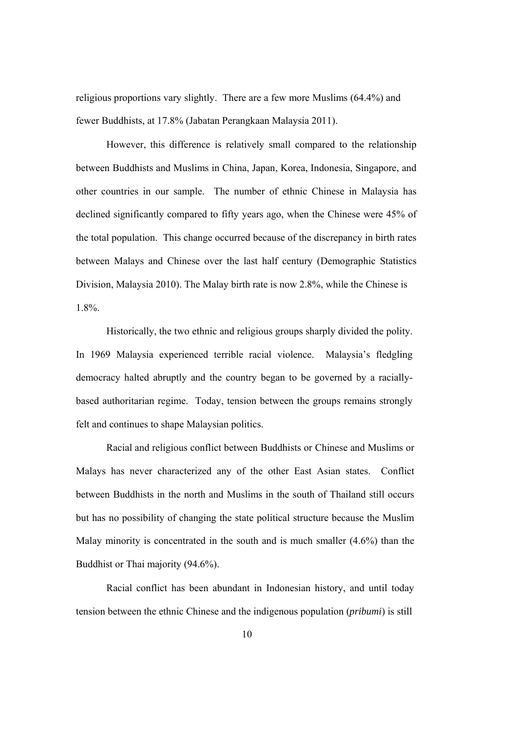religious proportions vary slightly. There are a few more Muslims (64.4%) and fewer Buddhists, at 17.8% (Jabatan Perangkaan Malaysia 2011).

However, this difference is relatively small compared to the relationship between Buddhists and Muslims in China, Japan, Korea, Indonesia, Singapore, and other countries in our sample. The number of ethnic Chinese in Malaysia has declined significantly compared to fifty years ago, when the Chinese were 45% of the total population. This change occurred because of the discrepancy in birth rates between Malays and Chinese over the last half century (Demographic Statistics Division, Malaysia 2010). The Malay birth rate is now 2.8%, while the Chinese is 1.8%.

Historically, the two ethnic and religious groups sharply divided the polity. In 1969 Malaysia experienced terrible racial violence. Malaysia's fledgling democracy halted abruptly and the country began to be governed by a racially-based authoritarian regime. Today, tension between the groups remains strongly felt and continues to shape Malaysian politics.

Racial and religious conflict between Buddhists or Chinese and Muslims or Malays has never characterized any of the other East Asian states. Conflict between Buddhists in the north and Muslims in the south of Thailand still occurs but has no possibility of changing the state political structure because the Muslim Malay minority is concentrated in the south and is much smaller (4.6%) than the Buddhist or Thai majority (94.6%).

Racial conflict has been abundant in Indonesian history, and until today tension between the ethnic Chinese and the indigenous population (*pribumi*) is still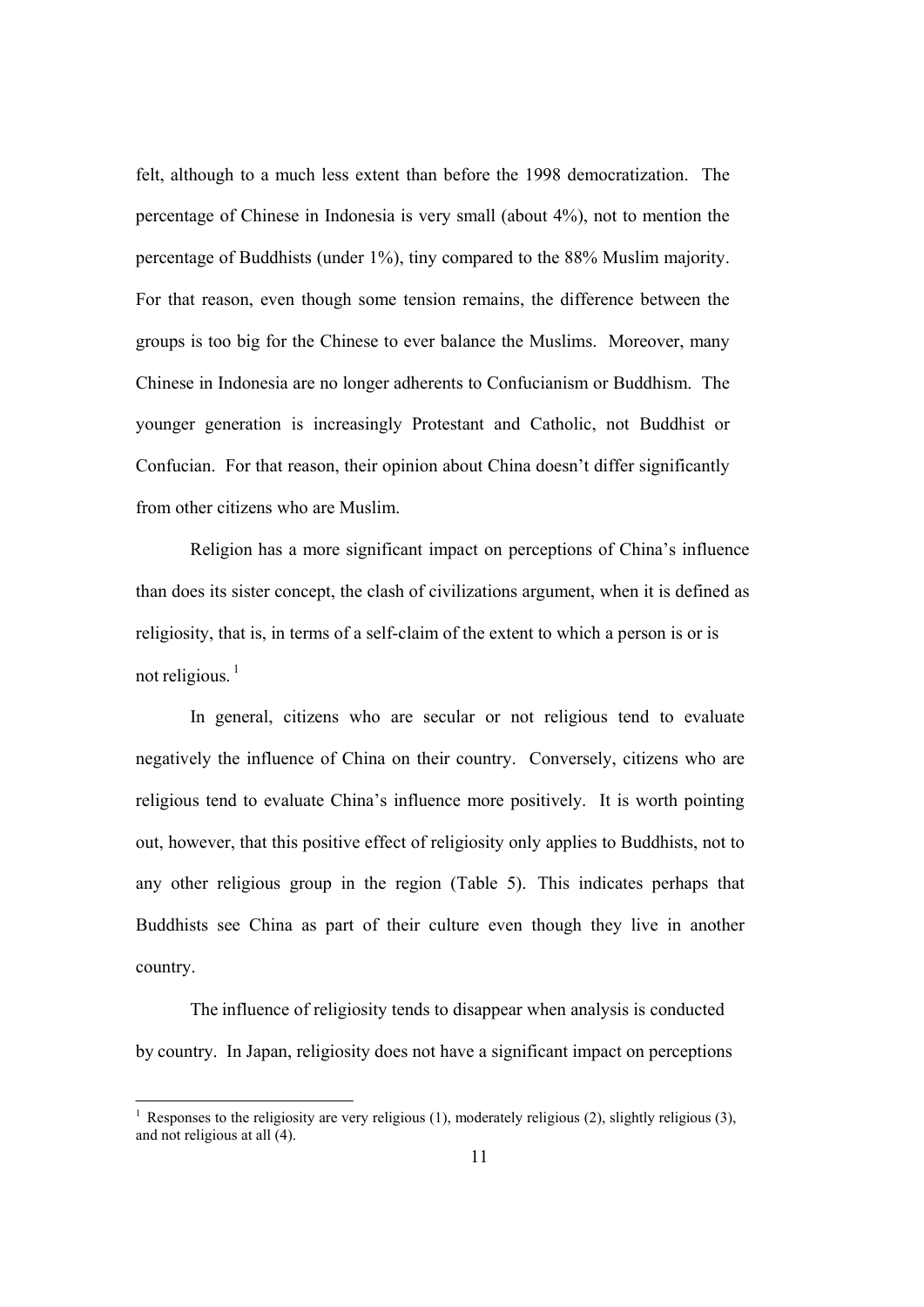felt, although to a much less extent than before the 1998 democratization. The percentage of Chinese in Indonesia is very small (about 4%), not to mention the percentage of Buddhists (under 1%), tiny compared to the 88% Muslim majority. For that reason, even though some tension remains, the difference between the groups is too big for the Chinese to ever balance the Muslims. Moreover, many Chinese in Indonesia are no longer adherents to Confucianism or Buddhism. The younger generation is increasingly Protestant and Catholic, not Buddhist or Confucian. For that reason, their opinion about China doesn't differ significantly from other citizens who are Muslim.

Religion has a more significant impact on perceptions of China's influence than does its sister concept, the clash of civilizations argument, when it is defined as religiosity, that is, in terms of a self-claim of the extent to which a person is or is not religious. [1]

In general, citizens who are secular or not religious tend to evaluate negatively the influence of China on their country. Conversely, citizens who are religious tend to evaluate China's influence more positively. It is worth pointing out, however, that this positive effect of religiosity only applies to Buddhists, not to any other religious group in the region (Table 5). This indicates perhaps that Buddhists see China as part of their culture even though they live in another country.

The influence of religiosity tends to disappear when analysis is conducted by country. In Japan, religiosity does not have a significant impact on perceptions

---

[1] Responses to the religiosity are very religious (1), moderately religious (2), slightly religious (3), and not religious at all (4).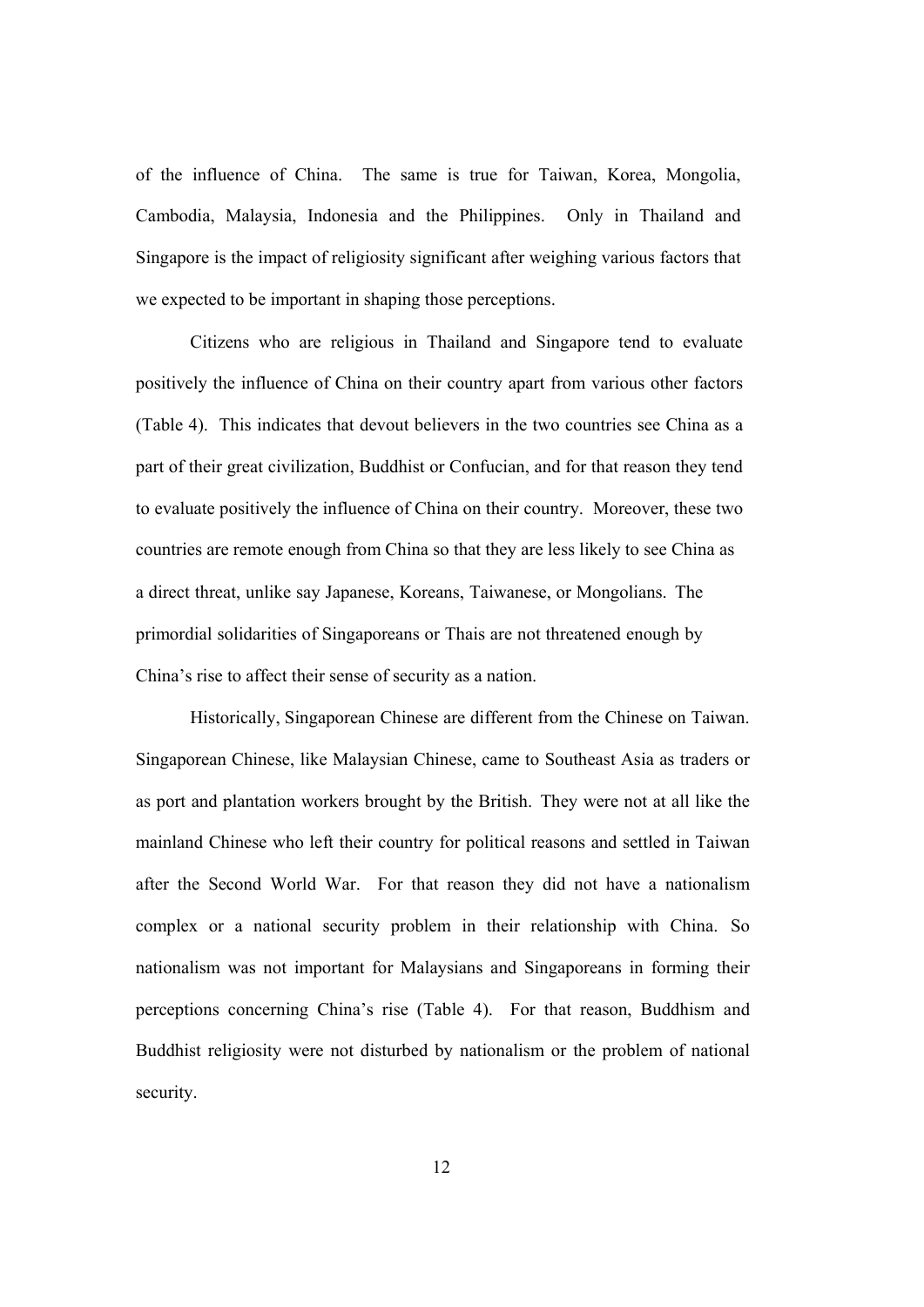of the influence of China. The same is true for Taiwan, Korea, Mongolia, Cambodia, Malaysia, Indonesia and the Philippines. Only in Thailand and Singapore is the impact of religiosity significant after weighing various factors that we expected to be important in shaping those perceptions.

Citizens who are religious in Thailand and Singapore tend to evaluate positively the influence of China on their country apart from various other factors (Table 4). This indicates that devout believers in the two countries see China as a part of their great civilization, Buddhist or Confucian, and for that reason they tend to evaluate positively the influence of China on their country. Moreover, these two countries are remote enough from China so that they are less likely to see China as a direct threat, unlike say Japanese, Koreans, Taiwanese, or Mongolians. The primordial solidarities of Singaporeans or Thais are not threatened enough by China's rise to affect their sense of security as a nation.

Historically, Singaporean Chinese are different from the Chinese on Taiwan. Singaporean Chinese, like Malaysian Chinese, came to Southeast Asia as traders or as port and plantation workers brought by the British. They were not at all like the mainland Chinese who left their country for political reasons and settled in Taiwan after the Second World War. For that reason they did not have a nationalism complex or a national security problem in their relationship with China. So nationalism was not important for Malaysians and Singaporeans in forming their perceptions concerning China's rise (Table 4). For that reason, Buddhism and Buddhist religiosity were not disturbed by nationalism or the problem of national security.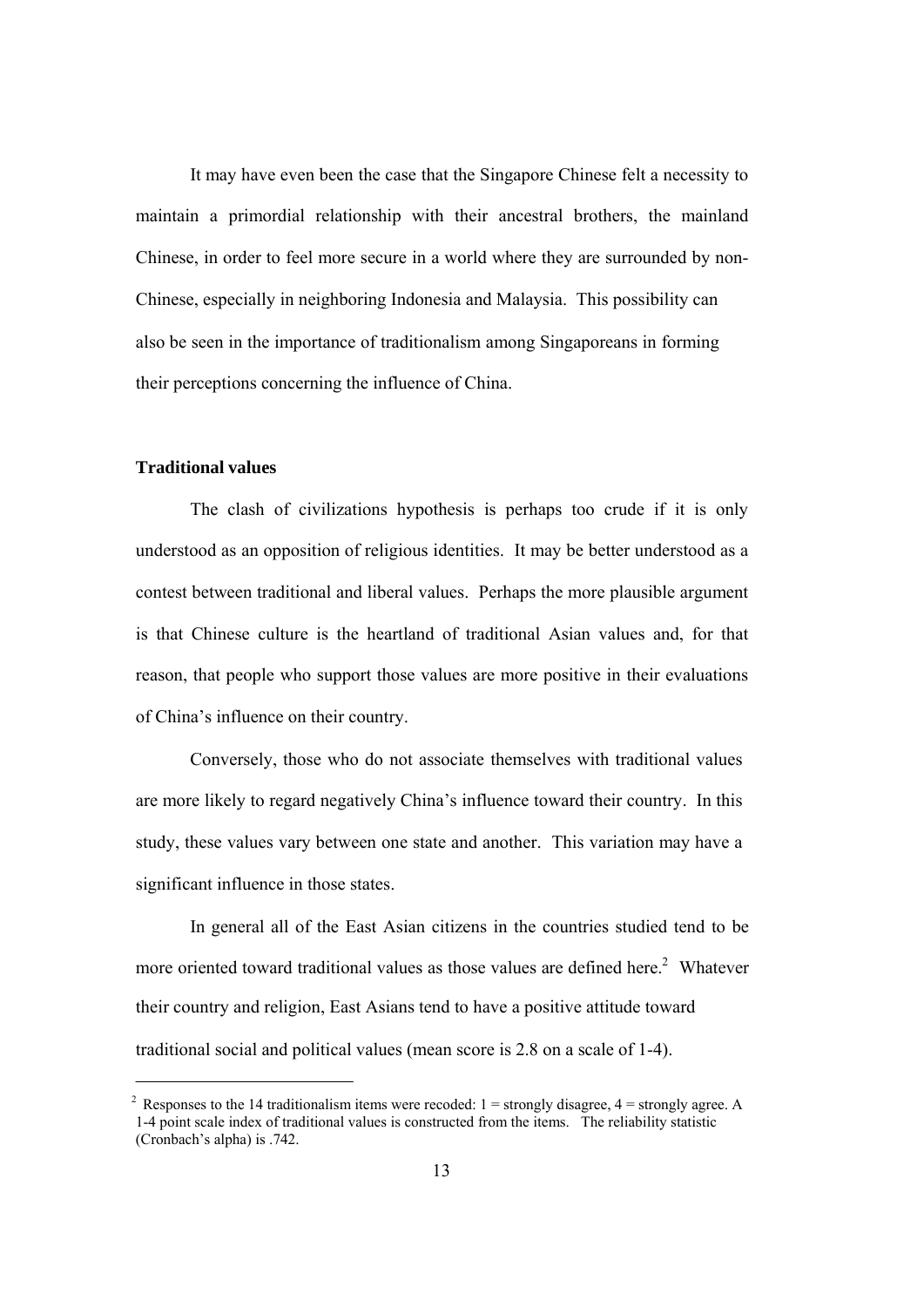It may have even been the case that the Singapore Chinese felt a necessity to maintain a primordial relationship with their ancestral brothers, the mainland Chinese, in order to feel more secure in a world where they are surrounded by non-Chinese, especially in neighboring Indonesia and Malaysia. This possibility can also be seen in the importance of traditionalism among Singaporeans in forming their perceptions concerning the influence of China.

**Traditional values**

The clash of civilizations hypothesis is perhaps too crude if it is only understood as an opposition of religious identities. It may be better understood as a contest between traditional and liberal values. Perhaps the more plausible argument is that Chinese culture is the heartland of traditional Asian values and, for that reason, that people who support those values are more positive in their evaluations of China's influence on their country.

Conversely, those who do not associate themselves with traditional values are more likely to regard negatively China's influence toward their country. In this study, these values vary between one state and another. This variation may have a significant influence in those states.

In general all of the East Asian citizens in the countries studied tend to be more oriented toward traditional values as those values are defined here.[2] Whatever their country and religion, East Asians tend to have a positive attitude toward traditional social and political values (mean score is 2.8 on a scale of 1-4).

[2] Responses to the 14 traditionalism items were recoded: 1 = strongly disagree, 4 = strongly agree. A 1-4 point scale index of traditional values is constructed from the items. The reliability statistic (Cronbach's alpha) is .742.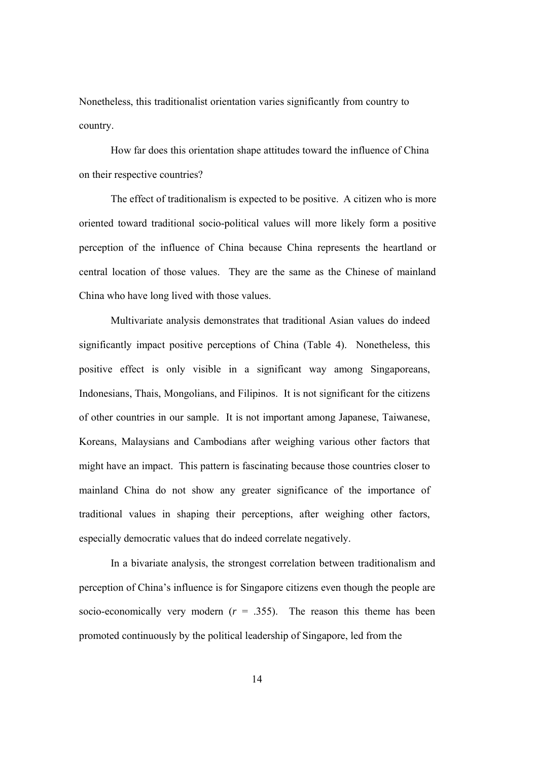Nonetheless, this traditionalist orientation varies significantly from country to country.

How far does this orientation shape attitudes toward the influence of China on their respective countries?

The effect of traditionalism is expected to be positive. A citizen who is more oriented toward traditional socio-political values will more likely form a positive perception of the influence of China because China represents the heartland or central location of those values. They are the same as the Chinese of mainland China who have long lived with those values.

Multivariate analysis demonstrates that traditional Asian values do indeed significantly impact positive perceptions of China (Table 4). Nonetheless, this positive effect is only visible in a significant way among Singaporeans, Indonesians, Thais, Mongolians, and Filipinos. It is not significant for the citizens of other countries in our sample. It is not important among Japanese, Taiwanese, Koreans, Malaysians and Cambodians after weighing various other factors that might have an impact. This pattern is fascinating because those countries closer to mainland China do not show any greater significance of the importance of traditional values in shaping their perceptions, after weighing other factors, especially democratic values that do indeed correlate negatively.

In a bivariate analysis, the strongest correlation between traditionalism and perception of China's influence is for Singapore citizens even though the people are socio-economically very modern ($r$ = .355). The reason this theme has been promoted continuously by the political leadership of Singapore, led from the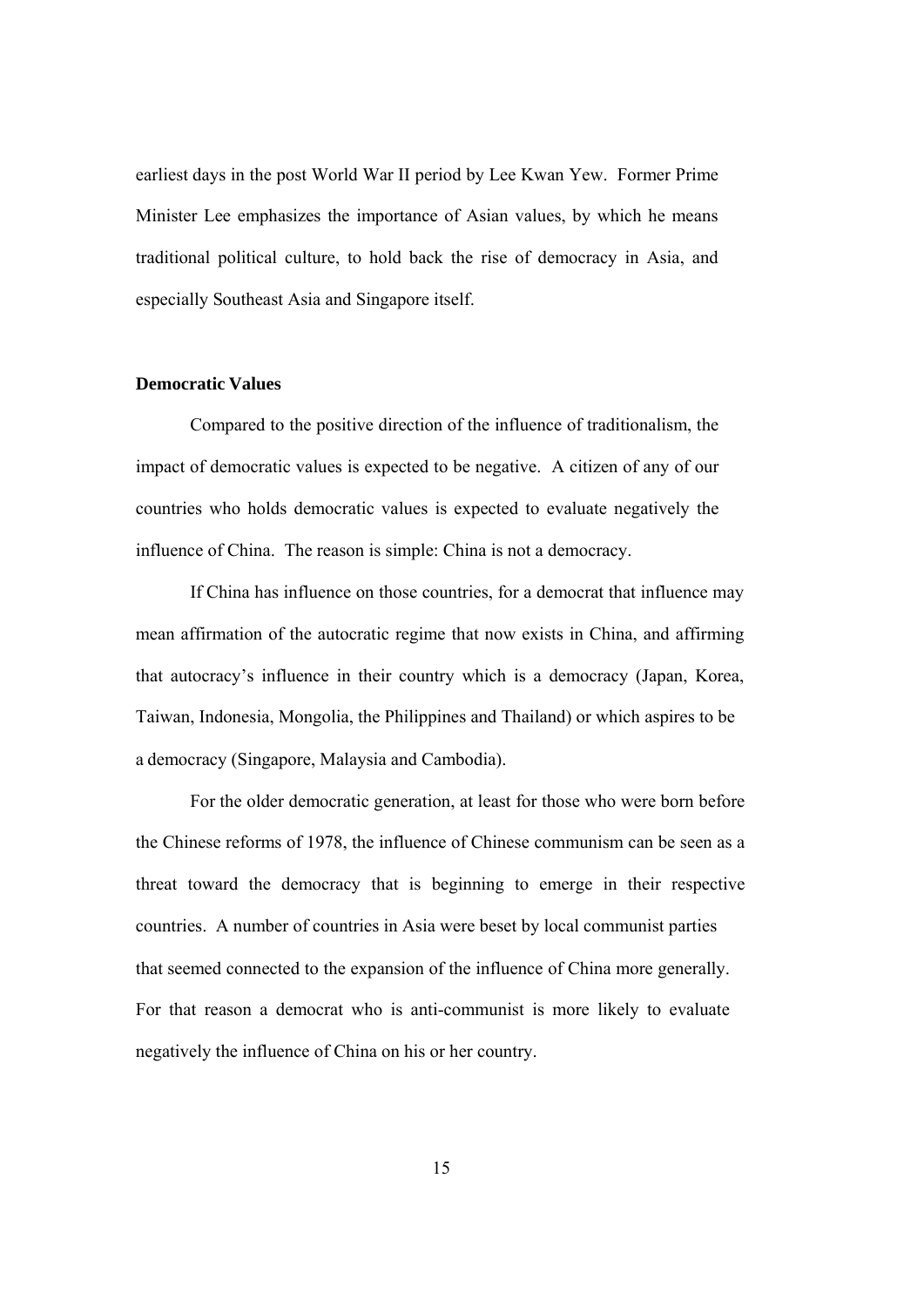earliest days in the post World War II period by Lee Kwan Yew. Former Prime Minister Lee emphasizes the importance of Asian values, by which he means traditional political culture, to hold back the rise of democracy in Asia, and especially Southeast Asia and Singapore itself.

**Democratic Values**

Compared to the positive direction of the influence of traditionalism, the impact of democratic values is expected to be negative. A citizen of any of our countries who holds democratic values is expected to evaluate negatively the influence of China. The reason is simple: China is not a democracy.

If China has influence on those countries, for a democrat that influence may mean affirmation of the autocratic regime that now exists in China, and affirming that autocracy's influence in their country which is a democracy (Japan, Korea, Taiwan, Indonesia, Mongolia, the Philippines and Thailand) or which aspires to be a democracy (Singapore, Malaysia and Cambodia).

For the older democratic generation, at least for those who were born before the Chinese reforms of 1978, the influence of Chinese communism can be seen as a threat toward the democracy that is beginning to emerge in their respective countries. A number of countries in Asia were beset by local communist parties that seemed connected to the expansion of the influence of China more generally. For that reason a democrat who is anti-communist is more likely to evaluate negatively the influence of China on his or her country.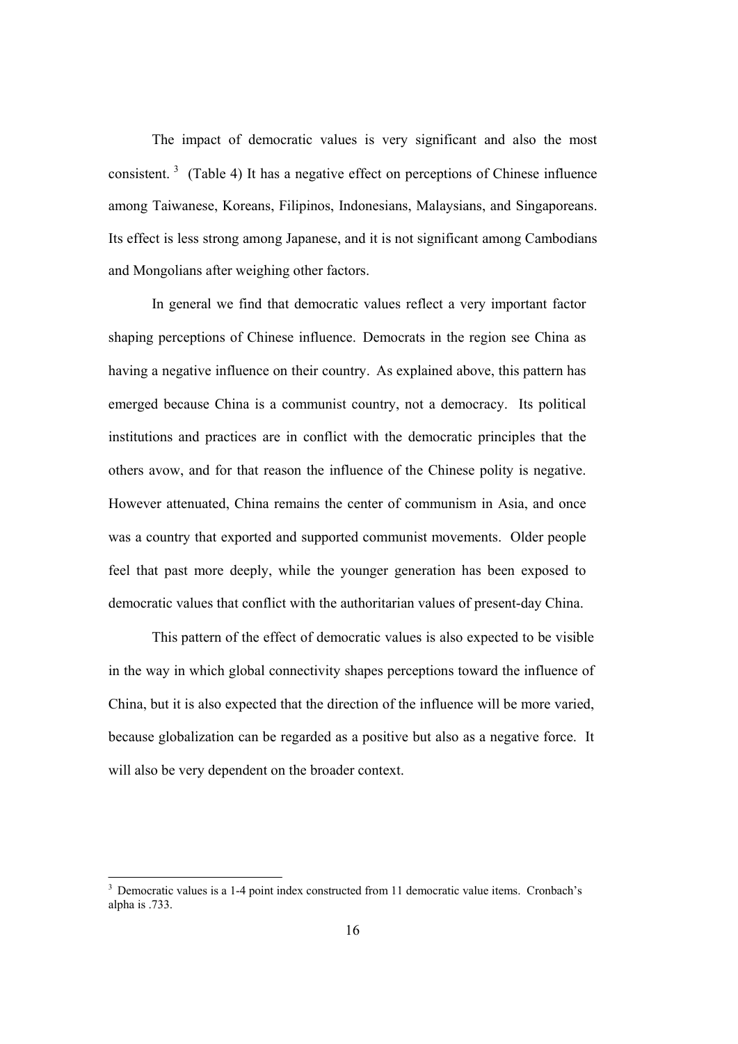The impact of democratic values is very significant and also the most consistent. [3] (Table 4) It has a negative effect on perceptions of Chinese influence among Taiwanese, Koreans, Filipinos, Indonesians, Malaysians, and Singaporeans. Its effect is less strong among Japanese, and it is not significant among Cambodians and Mongolians after weighing other factors.

In general we find that democratic values reflect a very important factor shaping perceptions of Chinese influence. Democrats in the region see China as having a negative influence on their country. As explained above, this pattern has emerged because China is a communist country, not a democracy. Its political institutions and practices are in conflict with the democratic principles that the others avow, and for that reason the influence of the Chinese polity is negative. However attenuated, China remains the center of communism in Asia, and once was a country that exported and supported communist movements. Older people feel that past more deeply, while the younger generation has been exposed to democratic values that conflict with the authoritarian values of present-day China.

This pattern of the effect of democratic values is also expected to be visible in the way in which global connectivity shapes perceptions toward the influence of China, but it is also expected that the direction of the influence will be more varied, because globalization can be regarded as a positive but also as a negative force. It will also be very dependent on the broader context.

---

[3] Democratic values is a 1-4 point index constructed from 11 democratic value items. Cronbach's alpha is .733.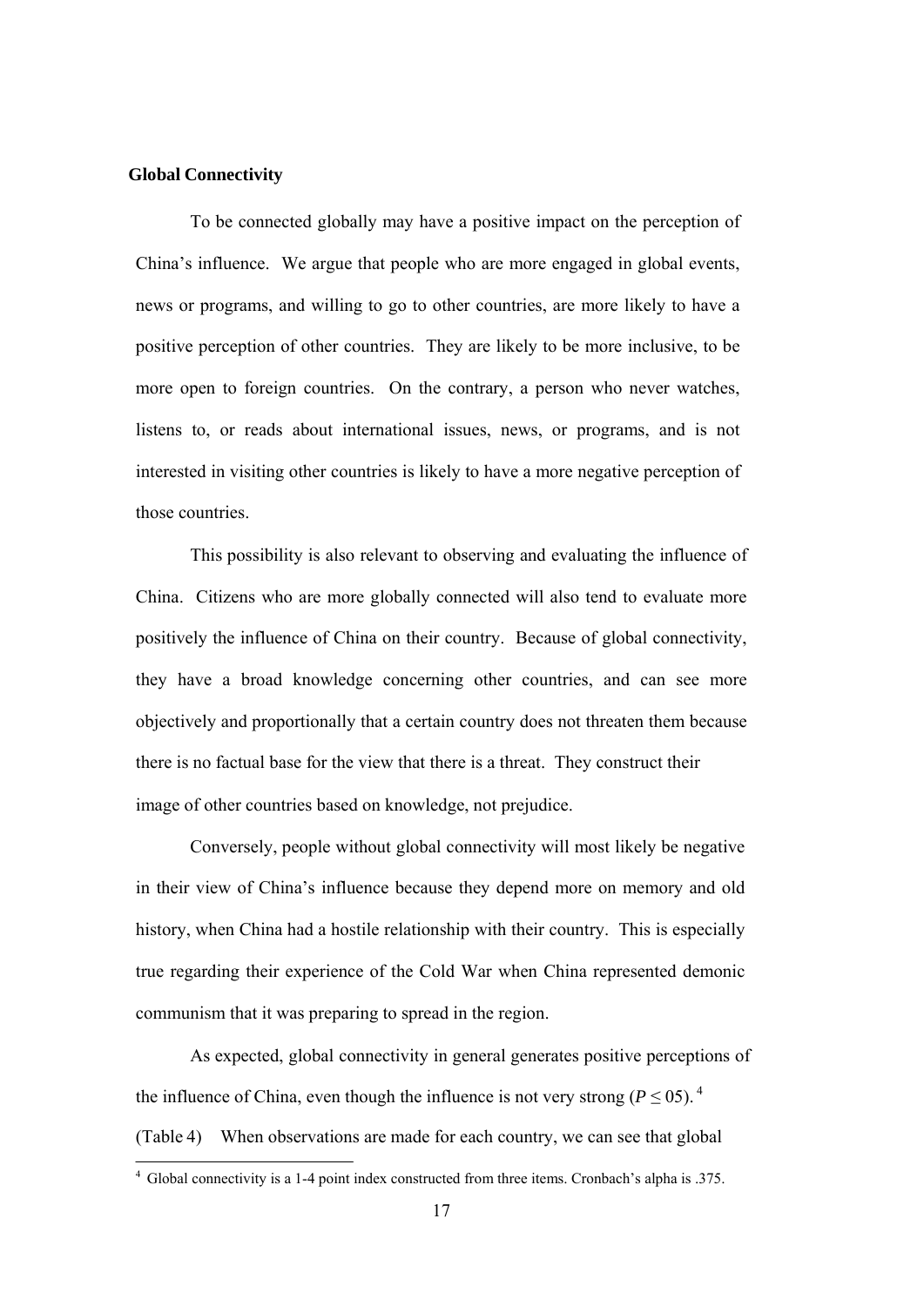### Global Connectivity

To be connected globally may have a positive impact on the perception of China's influence. We argue that people who are more engaged in global events, news or programs, and willing to go to other countries, are more likely to have a positive perception of other countries. They are likely to be more inclusive, to be more open to foreign countries. On the contrary, a person who never watches, listens to, or reads about international issues, news, or programs, and is not interested in visiting other countries is likely to have a more negative perception of those countries.

This possibility is also relevant to observing and evaluating the influence of China. Citizens who are more globally connected will also tend to evaluate more positively the influence of China on their country. Because of global connectivity, they have a broad knowledge concerning other countries, and can see more objectively and proportionally that a certain country does not threaten them because there is no factual base for the view that there is a threat. They construct their image of other countries based on knowledge, not prejudice.

Conversely, people without global connectivity will most likely be negative in their view of China's influence because they depend more on memory and old history, when China had a hostile relationship with their country. This is especially true regarding their experience of the Cold War when China represented demonic communism that it was preparing to spread in the region.

As expected, global connectivity in general generates positive perceptions of the influence of China, even though the influence is not very strong ($P \leq 05$).[4] (Table 4) When observations are made for each country, we can see that global

[4] Global connectivity is a 1-4 point index constructed from three items. Cronbach's alpha is .375.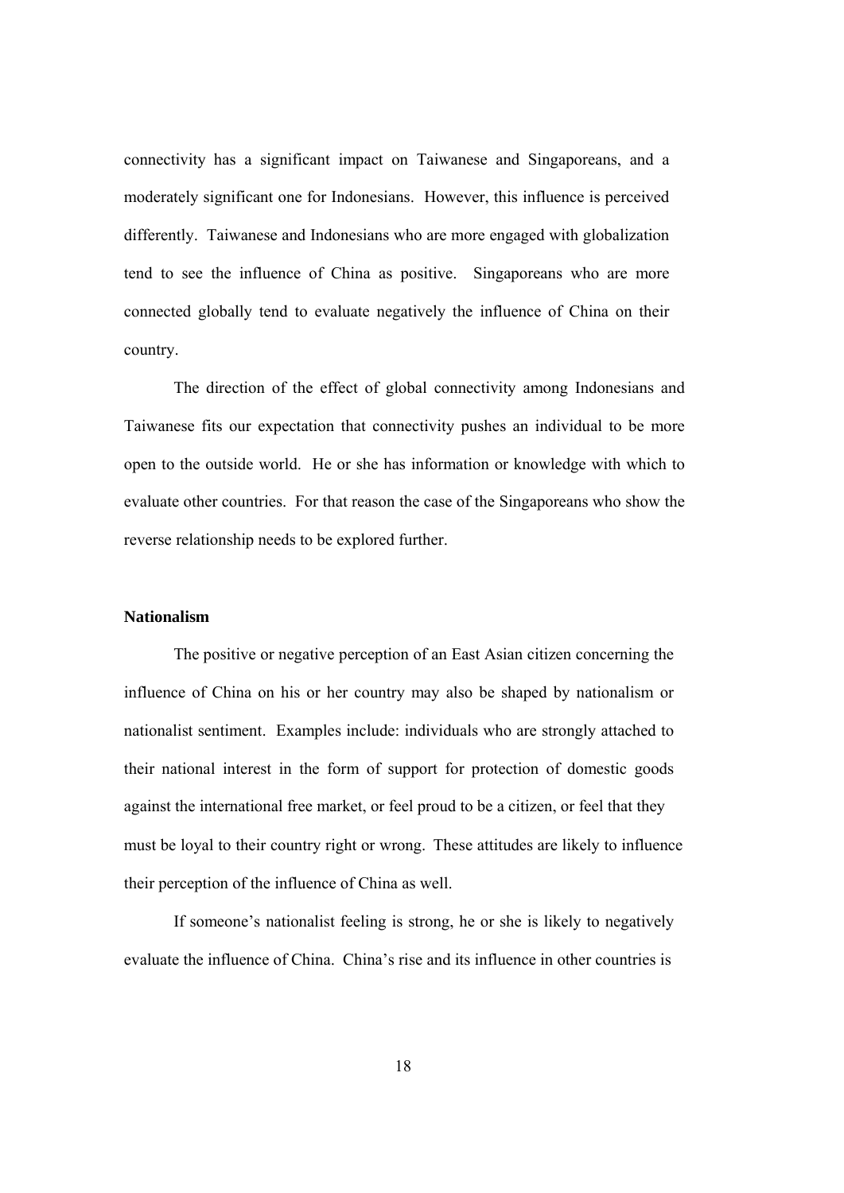connectivity has a significant impact on Taiwanese and Singaporeans, and a moderately significant one for Indonesians. However, this influence is perceived differently. Taiwanese and Indonesians who are more engaged with globalization tend to see the influence of China as positive. Singaporeans who are more connected globally tend to evaluate negatively the influence of China on their country.

The direction of the effect of global connectivity among Indonesians and Taiwanese fits our expectation that connectivity pushes an individual to be more open to the outside world. He or she has information or knowledge with which to evaluate other countries. For that reason the case of the Singaporeans who show the reverse relationship needs to be explored further.

**Nationalism**

The positive or negative perception of an East Asian citizen concerning the influence of China on his or her country may also be shaped by nationalism or nationalist sentiment. Examples include: individuals who are strongly attached to their national interest in the form of support for protection of domestic goods against the international free market, or feel proud to be a citizen, or feel that they must be loyal to their country right or wrong. These attitudes are likely to influence their perception of the influence of China as well.

If someone's nationalist feeling is strong, he or she is likely to negatively evaluate the influence of China. China's rise and its influence in other countries is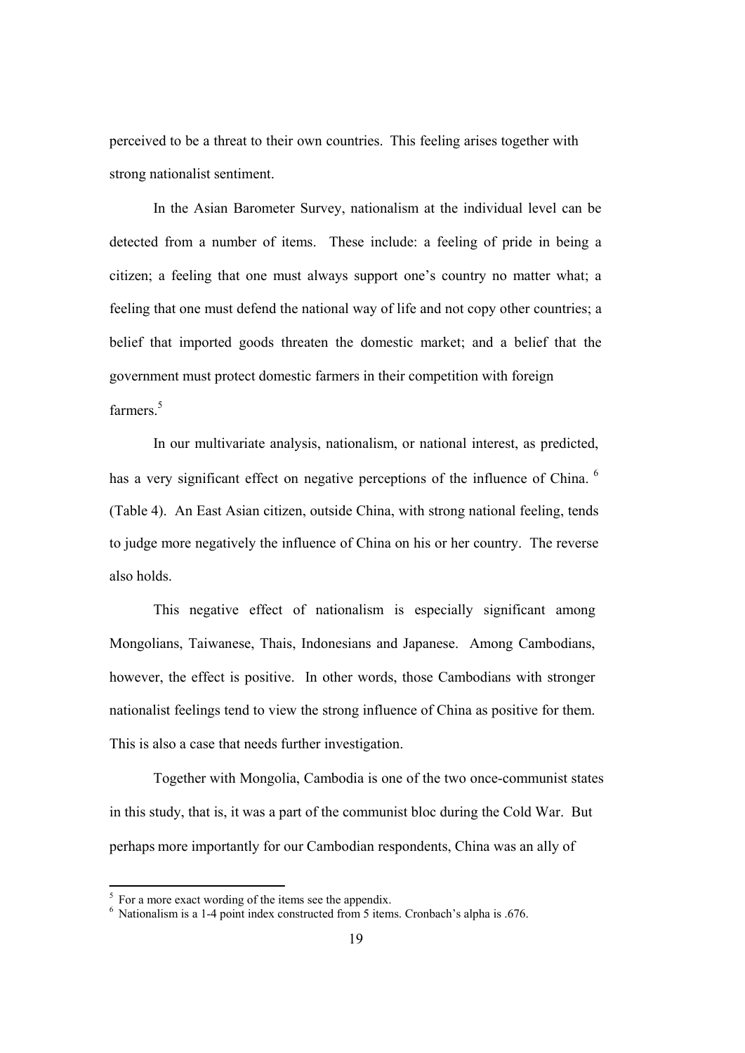perceived to be a threat to their own countries. This feeling arises together with strong nationalist sentiment.

In the Asian Barometer Survey, nationalism at the individual level can be detected from a number of items. These include: a feeling of pride in being a citizen; a feeling that one must always support one's country no matter what; a feeling that one must defend the national way of life and not copy other countries; a belief that imported goods threaten the domestic market; and a belief that the government must protect domestic farmers in their competition with foreign farmers.[5]

In our multivariate analysis, nationalism, or national interest, as predicted, has a very significant effect on negative perceptions of the influence of China. [6] (Table 4). An East Asian citizen, outside China, with strong national feeling, tends to judge more negatively the influence of China on his or her country. The reverse also holds.

This negative effect of nationalism is especially significant among Mongolians, Taiwanese, Thais, Indonesians and Japanese. Among Cambodians, however, the effect is positive. In other words, those Cambodians with stronger nationalist feelings tend to view the strong influence of China as positive for them. This is also a case that needs further investigation.

Together with Mongolia, Cambodia is one of the two once-communist states in this study, that is, it was a part of the communist bloc during the Cold War. But perhaps more importantly for our Cambodian respondents, China was an ally of

---

[5] For a more exact wording of the items see the appendix.

[6] Nationalism is a 1-4 point index constructed from 5 items. Cronbach's alpha is .676.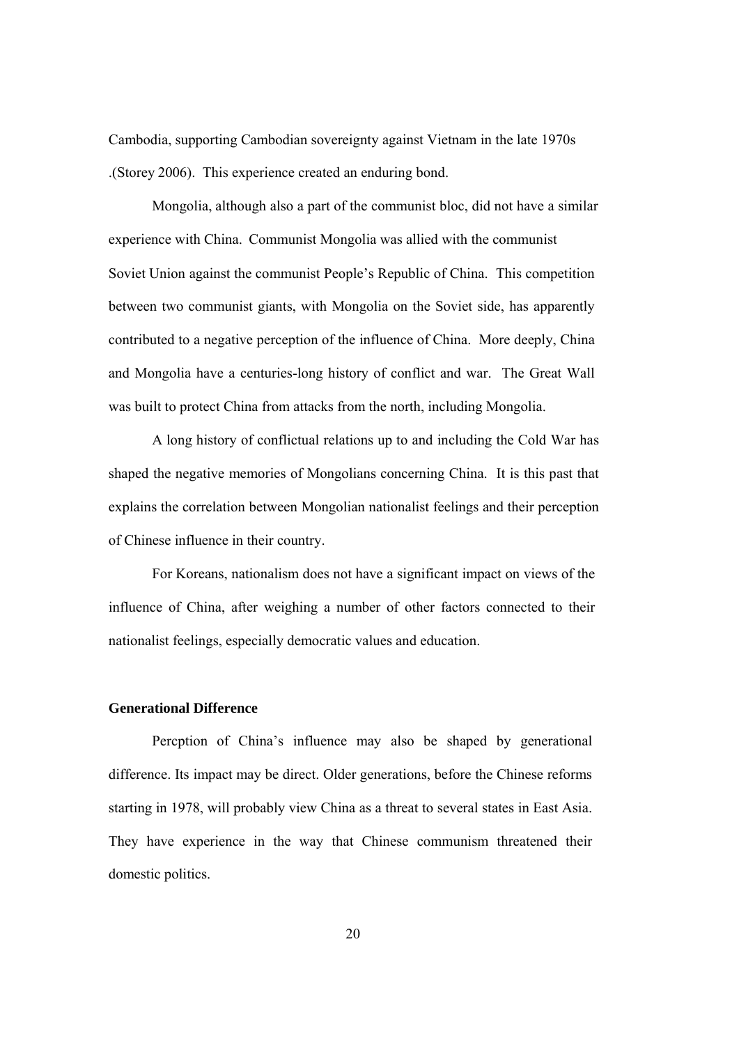Cambodia, supporting Cambodian sovereignty against Vietnam in the late 1970s .(Storey 2006). This experience created an enduring bond.

Mongolia, although also a part of the communist bloc, did not have a similar experience with China. Communist Mongolia was allied with the communist Soviet Union against the communist People's Republic of China. This competition between two communist giants, with Mongolia on the Soviet side, has apparently contributed to a negative perception of the influence of China. More deeply, China and Mongolia have a centuries-long history of conflict and war. The Great Wall was built to protect China from attacks from the north, including Mongolia.

A long history of conflictual relations up to and including the Cold War has shaped the negative memories of Mongolians concerning China. It is this past that explains the correlation between Mongolian nationalist feelings and their perception of Chinese influence in their country.

For Koreans, nationalism does not have a significant impact on views of the influence of China, after weighing a number of other factors connected to their nationalist feelings, especially democratic values and education.

**Generational Difference**

Percption of China's influence may also be shaped by generational difference. Its impact may be direct. Older generations, before the Chinese reforms starting in 1978, will probably view China as a threat to several states in East Asia. They have experience in the way that Chinese communism threatened their domestic politics.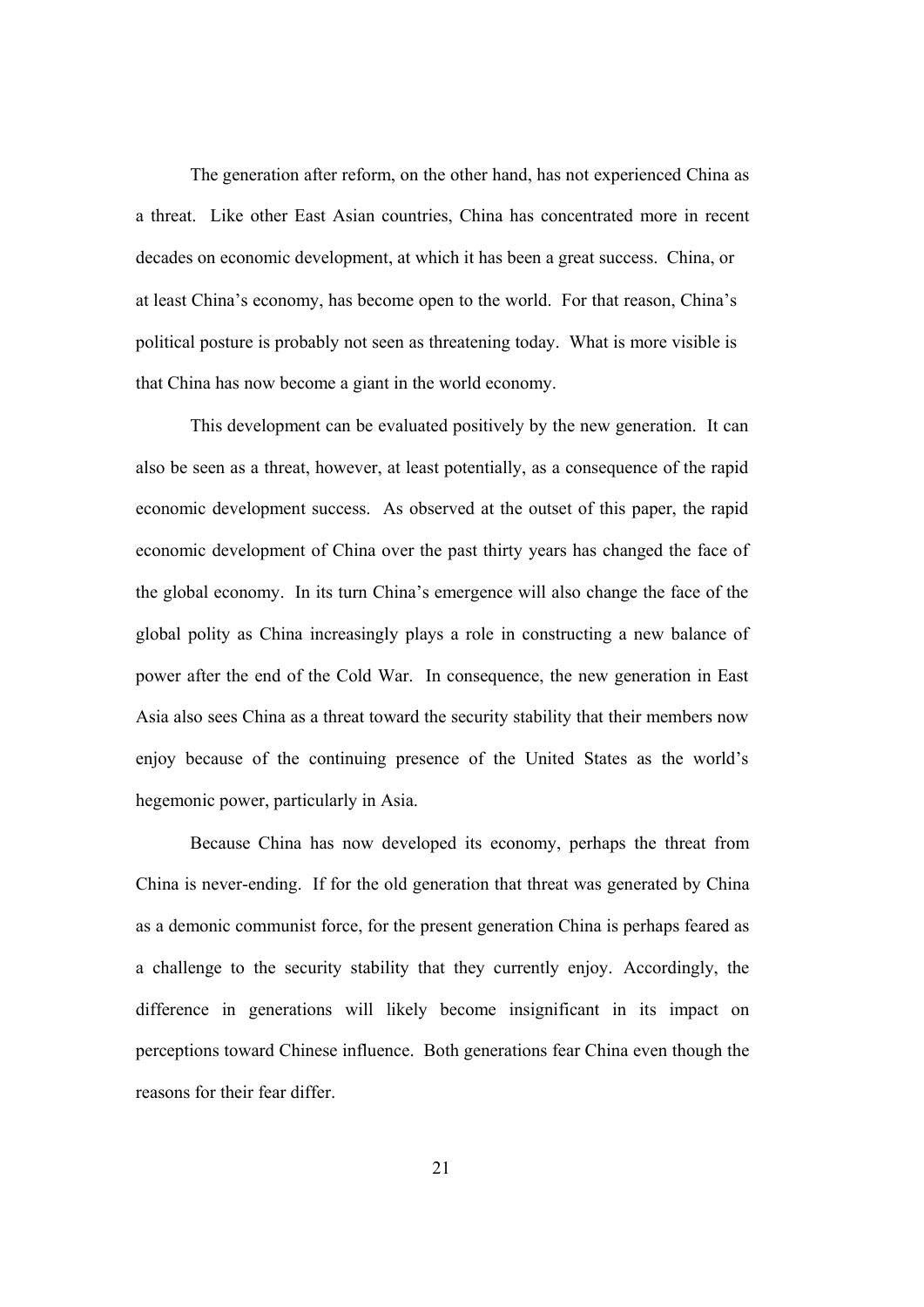The generation after reform, on the other hand, has not experienced China as a threat. Like other East Asian countries, China has concentrated more in recent decades on economic development, at which it has been a great success. China, or at least China's economy, has become open to the world. For that reason, China's political posture is probably not seen as threatening today. What is more visible is that China has now become a giant in the world economy.

This development can be evaluated positively by the new generation. It can also be seen as a threat, however, at least potentially, as a consequence of the rapid economic development success. As observed at the outset of this paper, the rapid economic development of China over the past thirty years has changed the face of the global economy. In its turn China's emergence will also change the face of the global polity as China increasingly plays a role in constructing a new balance of power after the end of the Cold War. In consequence, the new generation in East Asia also sees China as a threat toward the security stability that their members now enjoy because of the continuing presence of the United States as the world's hegemonic power, particularly in Asia.

Because China has now developed its economy, perhaps the threat from China is never-ending. If for the old generation that threat was generated by China as a demonic communist force, for the present generation China is perhaps feared as a challenge to the security stability that they currently enjoy. Accordingly, the difference in generations will likely become insignificant in its impact on perceptions toward Chinese influence. Both generations fear China even though the reasons for their fear differ.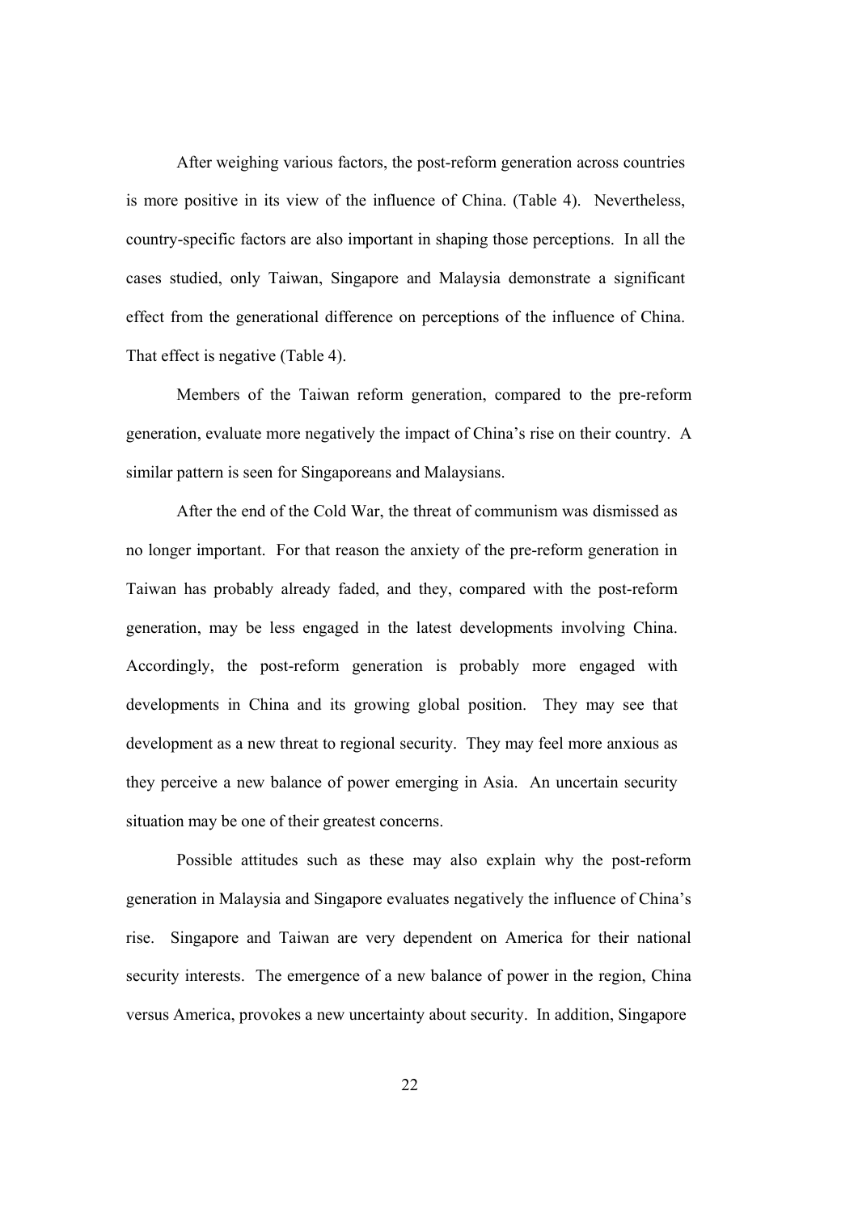After weighing various factors, the post-reform generation across countries is more positive in its view of the influence of China. (Table 4). Nevertheless, country-specific factors are also important in shaping those perceptions. In all the cases studied, only Taiwan, Singapore and Malaysia demonstrate a significant effect from the generational difference on perceptions of the influence of China. That effect is negative (Table 4).

Members of the Taiwan reform generation, compared to the pre-reform generation, evaluate more negatively the impact of China's rise on their country. A similar pattern is seen for Singaporeans and Malaysians.

After the end of the Cold War, the threat of communism was dismissed as no longer important. For that reason the anxiety of the pre-reform generation in Taiwan has probably already faded, and they, compared with the post-reform generation, may be less engaged in the latest developments involving China. Accordingly, the post-reform generation is probably more engaged with developments in China and its growing global position. They may see that development as a new threat to regional security. They may feel more anxious as they perceive a new balance of power emerging in Asia. An uncertain security situation may be one of their greatest concerns.

Possible attitudes such as these may also explain why the post-reform generation in Malaysia and Singapore evaluates negatively the influence of China's rise. Singapore and Taiwan are very dependent on America for their national security interests. The emergence of a new balance of power in the region, China versus America, provokes a new uncertainty about security. In addition, Singapore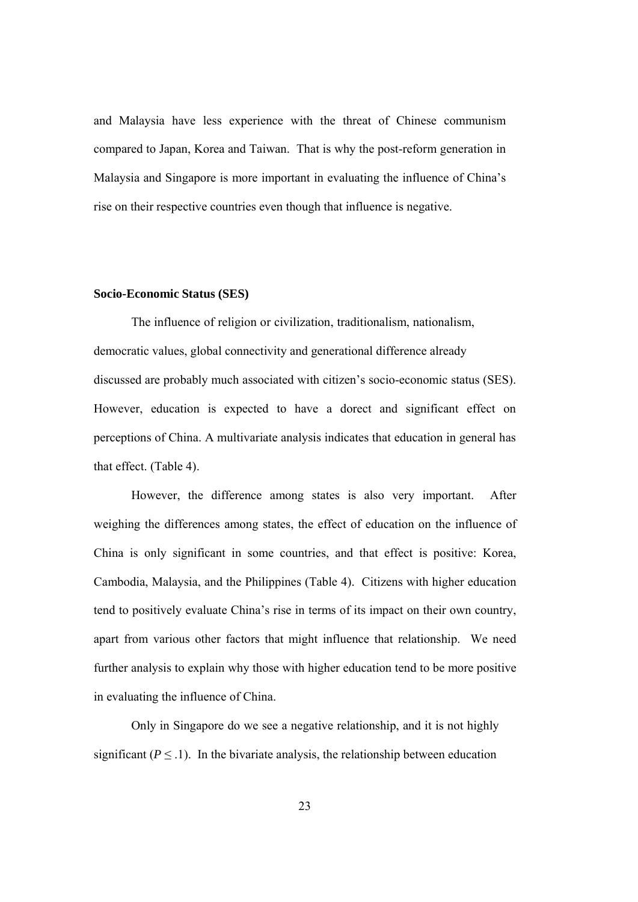and Malaysia have less experience with the threat of Chinese communism compared to Japan, Korea and Taiwan. That is why the post-reform generation in Malaysia and Singapore is more important in evaluating the influence of China's rise on their respective countries even though that influence is negative.

**Socio-Economic Status (SES)**

The influence of religion or civilization, traditionalism, nationalism, democratic values, global connectivity and generational difference already discussed are probably much associated with citizen's socio-economic status (SES). However, education is expected to have a dorect and significant effect on perceptions of China. A multivariate analysis indicates that education in general has that effect. (Table 4).

However, the difference among states is also very important. After weighing the differences among states, the effect of education on the influence of China is only significant in some countries, and that effect is positive: Korea, Cambodia, Malaysia, and the Philippines (Table 4). Citizens with higher education tend to positively evaluate China's rise in terms of its impact on their own country, apart from various other factors that might influence that relationship. We need further analysis to explain why those with higher education tend to be more positive in evaluating the influence of China.

Only in Singapore do we see a negative relationship, and it is not highly significant ($P \leq .1$). In the bivariate analysis, the relationship between education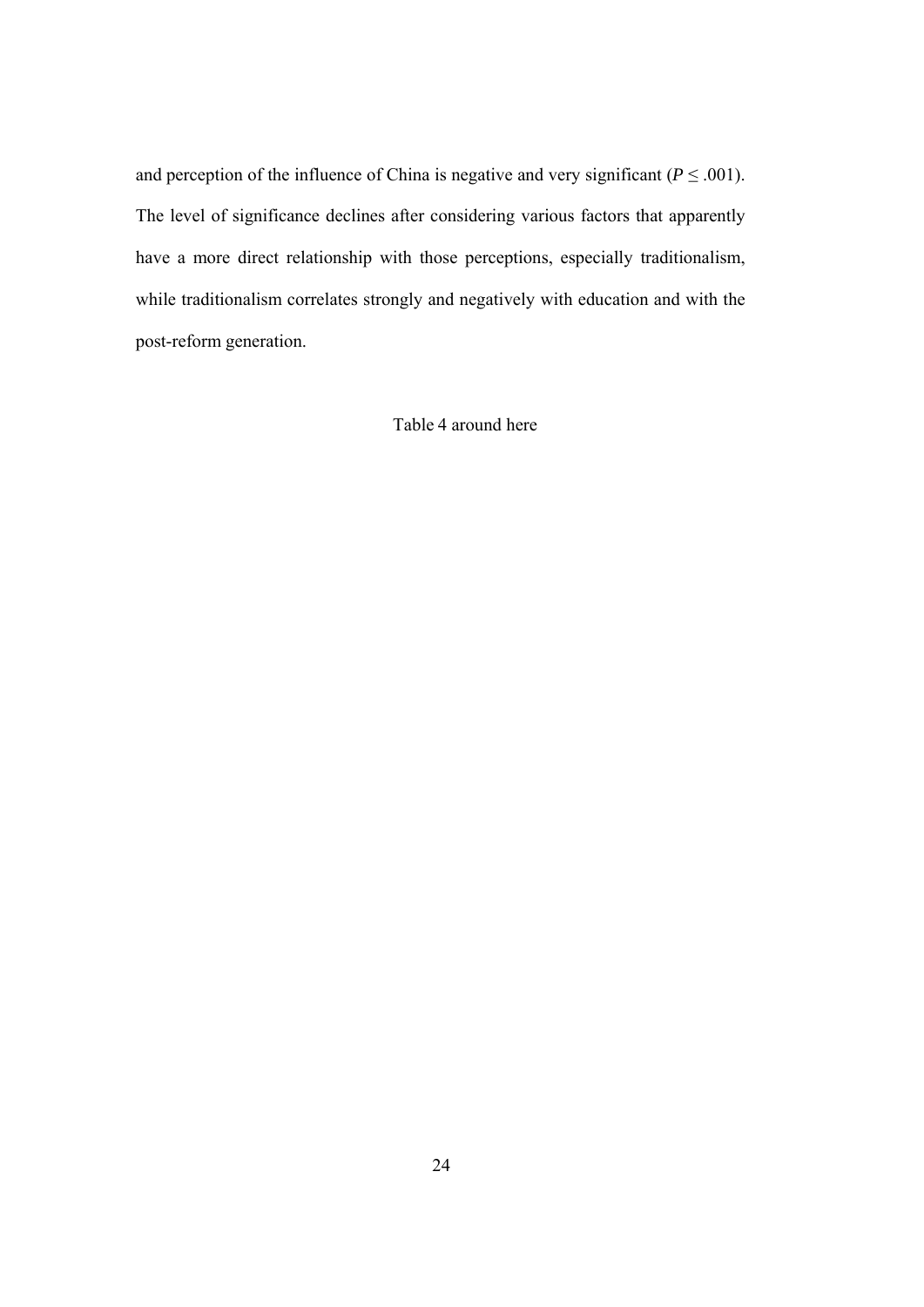and perception of the influence of China is negative and very significant ($P \leq .001$). The level of significance declines after considering various factors that apparently have a more direct relationship with those perceptions, especially traditionalism, while traditionalism correlates strongly and negatively with education and with the post-reform generation.

Table 4 around here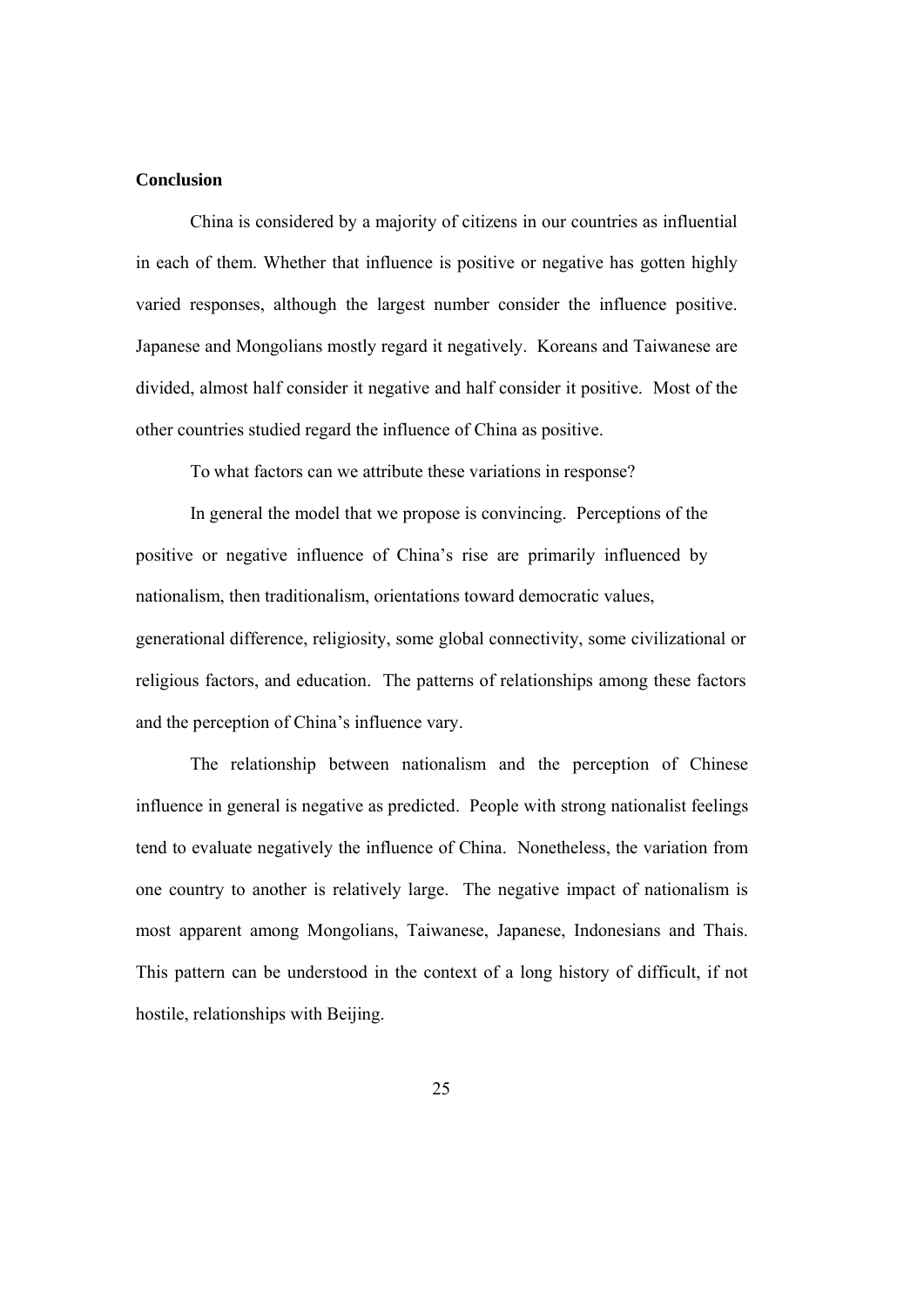**Conclusion**

China is considered by a majority of citizens in our countries as influential in each of them. Whether that influence is positive or negative has gotten highly varied responses, although the largest number consider the influence positive. Japanese and Mongolians mostly regard it negatively. Koreans and Taiwanese are divided, almost half consider it negative and half consider it positive. Most of the other countries studied regard the influence of China as positive.

To what factors can we attribute these variations in response?

In general the model that we propose is convincing. Perceptions of the positive or negative influence of China's rise are primarily influenced by nationalism, then traditionalism, orientations toward democratic values, generational difference, religiosity, some global connectivity, some civilizational or religious factors, and education. The patterns of relationships among these factors and the perception of China's influence vary.

The relationship between nationalism and the perception of Chinese influence in general is negative as predicted. People with strong nationalist feelings tend to evaluate negatively the influence of China. Nonetheless, the variation from one country to another is relatively large. The negative impact of nationalism is most apparent among Mongolians, Taiwanese, Japanese, Indonesians and Thais. This pattern can be understood in the context of a long history of difficult, if not hostile, relationships with Beijing.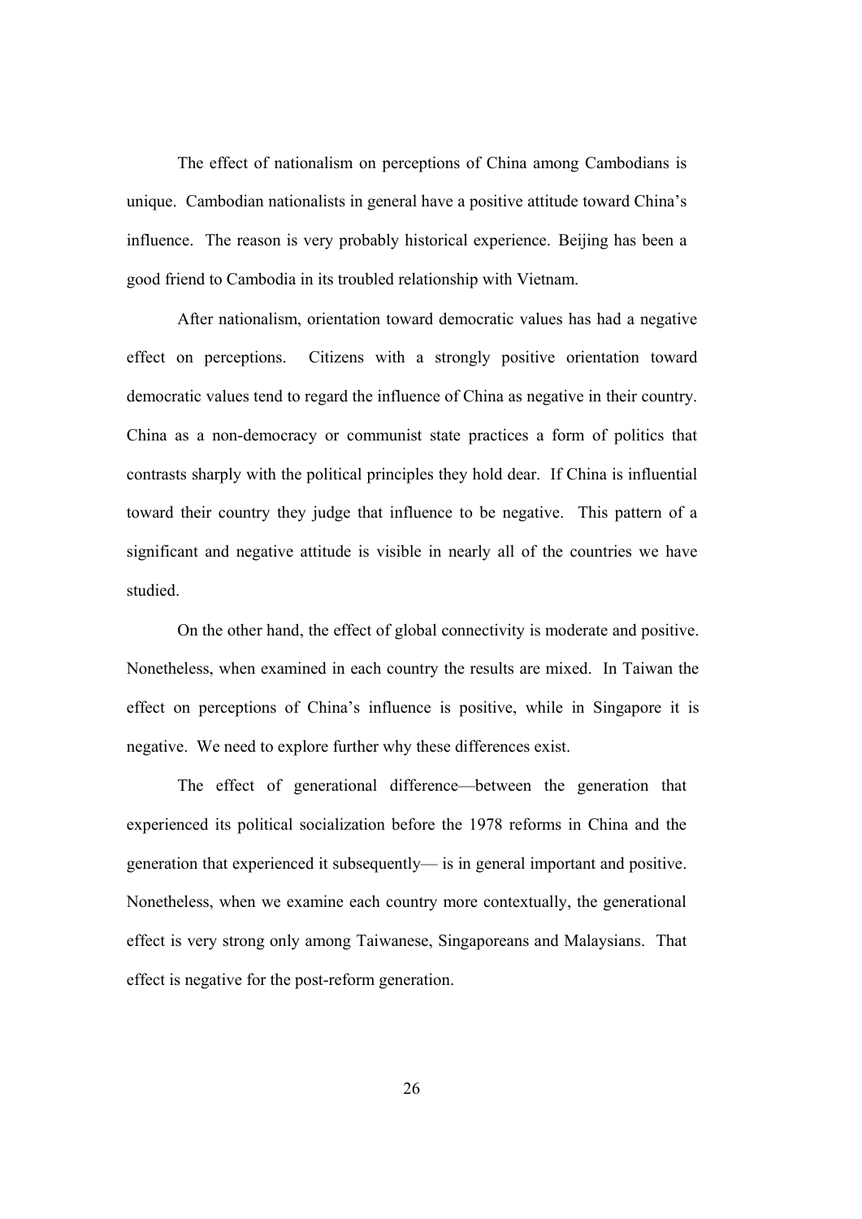The effect of nationalism on perceptions of China among Cambodians is unique. Cambodian nationalists in general have a positive attitude toward China's influence. The reason is very probably historical experience. Beijing has been a good friend to Cambodia in its troubled relationship with Vietnam.

After nationalism, orientation toward democratic values has had a negative effect on perceptions. Citizens with a strongly positive orientation toward democratic values tend to regard the influence of China as negative in their country. China as a non-democracy or communist state practices a form of politics that contrasts sharply with the political principles they hold dear. If China is influential toward their country they judge that influence to be negative. This pattern of a significant and negative attitude is visible in nearly all of the countries we have studied.

On the other hand, the effect of global connectivity is moderate and positive. Nonetheless, when examined in each country the results are mixed. In Taiwan the effect on perceptions of China's influence is positive, while in Singapore it is negative. We need to explore further why these differences exist.

The effect of generational difference—between the generation that experienced its political socialization before the 1978 reforms in China and the generation that experienced it subsequently— is in general important and positive. Nonetheless, when we examine each country more contextually, the generational effect is very strong only among Taiwanese, Singaporeans and Malaysians. That effect is negative for the post-reform generation.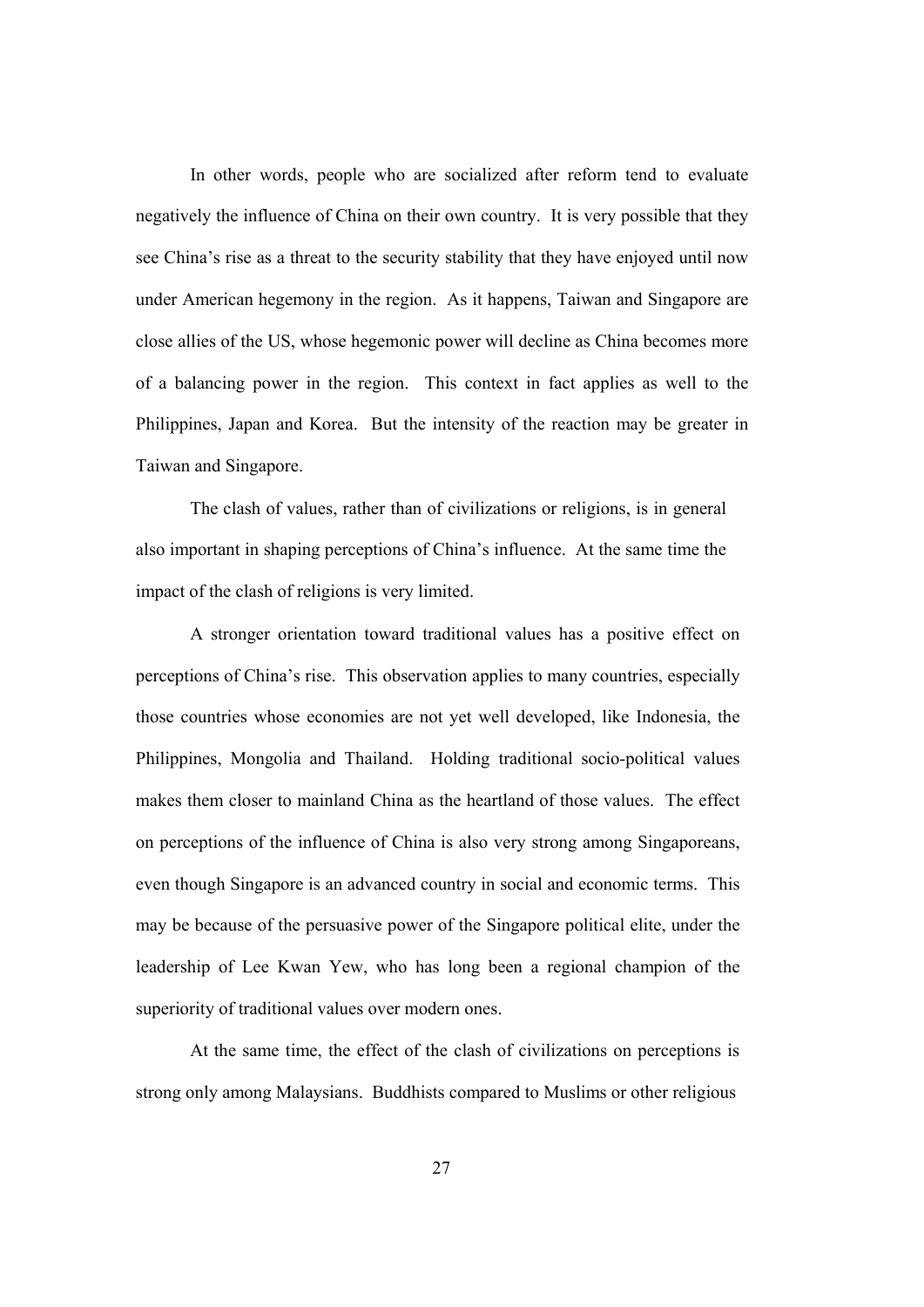In other words, people who are socialized after reform tend to evaluate negatively the influence of China on their own country. It is very possible that they see China's rise as a threat to the security stability that they have enjoyed until now under American hegemony in the region. As it happens, Taiwan and Singapore are close allies of the US, whose hegemonic power will decline as China becomes more of a balancing power in the region. This context in fact applies as well to the Philippines, Japan and Korea. But the intensity of the reaction may be greater in Taiwan and Singapore.

The clash of values, rather than of civilizations or religions, is in general also important in shaping perceptions of China's influence. At the same time the impact of the clash of religions is very limited.

A stronger orientation toward traditional values has a positive effect on perceptions of China's rise. This observation applies to many countries, especially those countries whose economies are not yet well developed, like Indonesia, the Philippines, Mongolia and Thailand. Holding traditional socio-political values makes them closer to mainland China as the heartland of those values. The effect on perceptions of the influence of China is also very strong among Singaporeans, even though Singapore is an advanced country in social and economic terms. This may be because of the persuasive power of the Singapore political elite, under the leadership of Lee Kwan Yew, who has long been a regional champion of the superiority of traditional values over modern ones.

At the same time, the effect of the clash of civilizations on perceptions is strong only among Malaysians. Buddhists compared to Muslims or other religious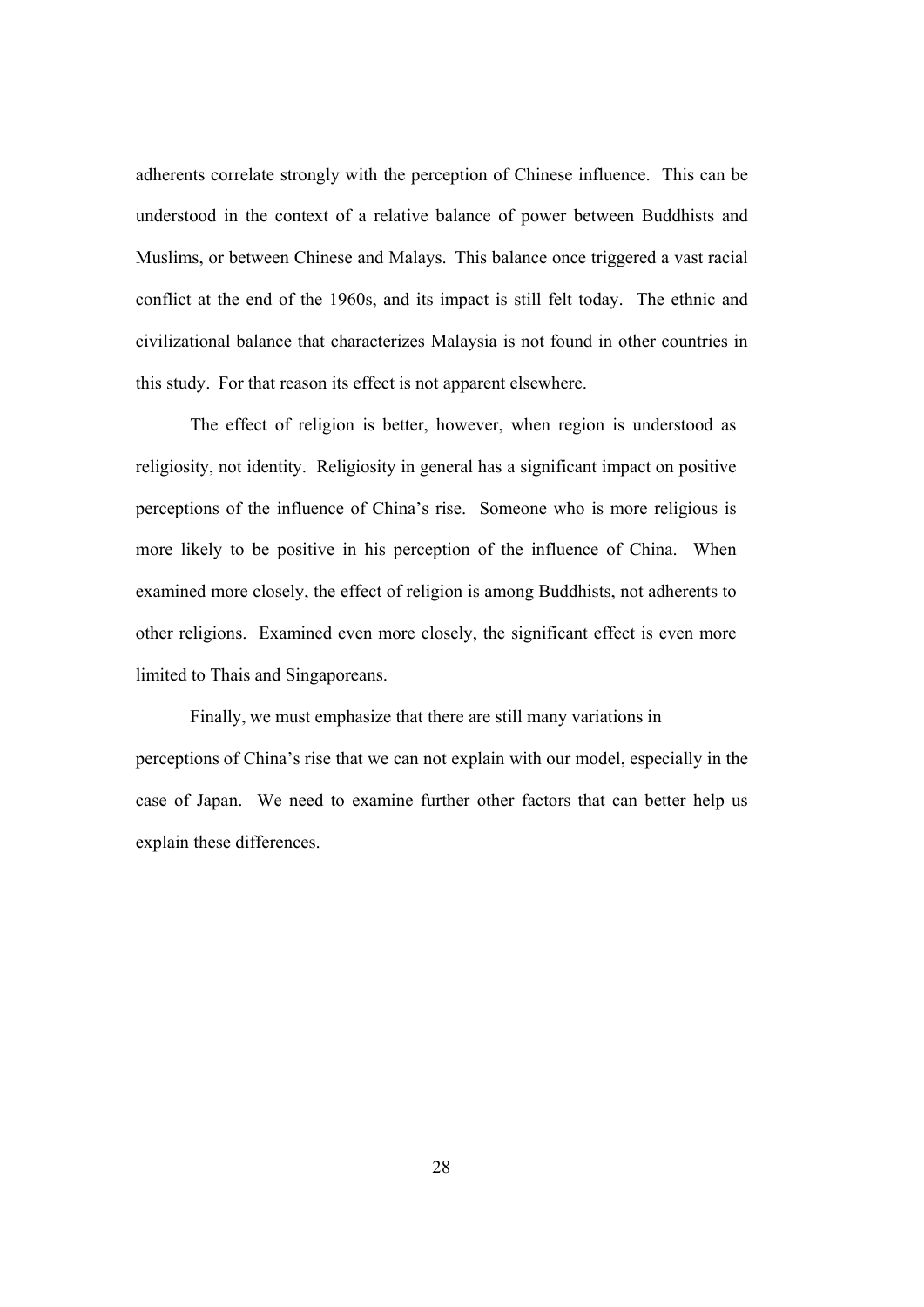adherents correlate strongly with the perception of Chinese influence. This can be understood in the context of a relative balance of power between Buddhists and Muslims, or between Chinese and Malays. This balance once triggered a vast racial conflict at the end of the 1960s, and its impact is still felt today. The ethnic and civilizational balance that characterizes Malaysia is not found in other countries in this study. For that reason its effect is not apparent elsewhere.

The effect of religion is better, however, when region is understood as religiosity, not identity. Religiosity in general has a significant impact on positive perceptions of the influence of China's rise. Someone who is more religious is more likely to be positive in his perception of the influence of China. When examined more closely, the effect of religion is among Buddhists, not adherents to other religions. Examined even more closely, the significant effect is even more limited to Thais and Singaporeans.

Finally, we must emphasize that there are still many variations in perceptions of China's rise that we can not explain with our model, especially in the case of Japan. We need to examine further other factors that can better help us explain these differences.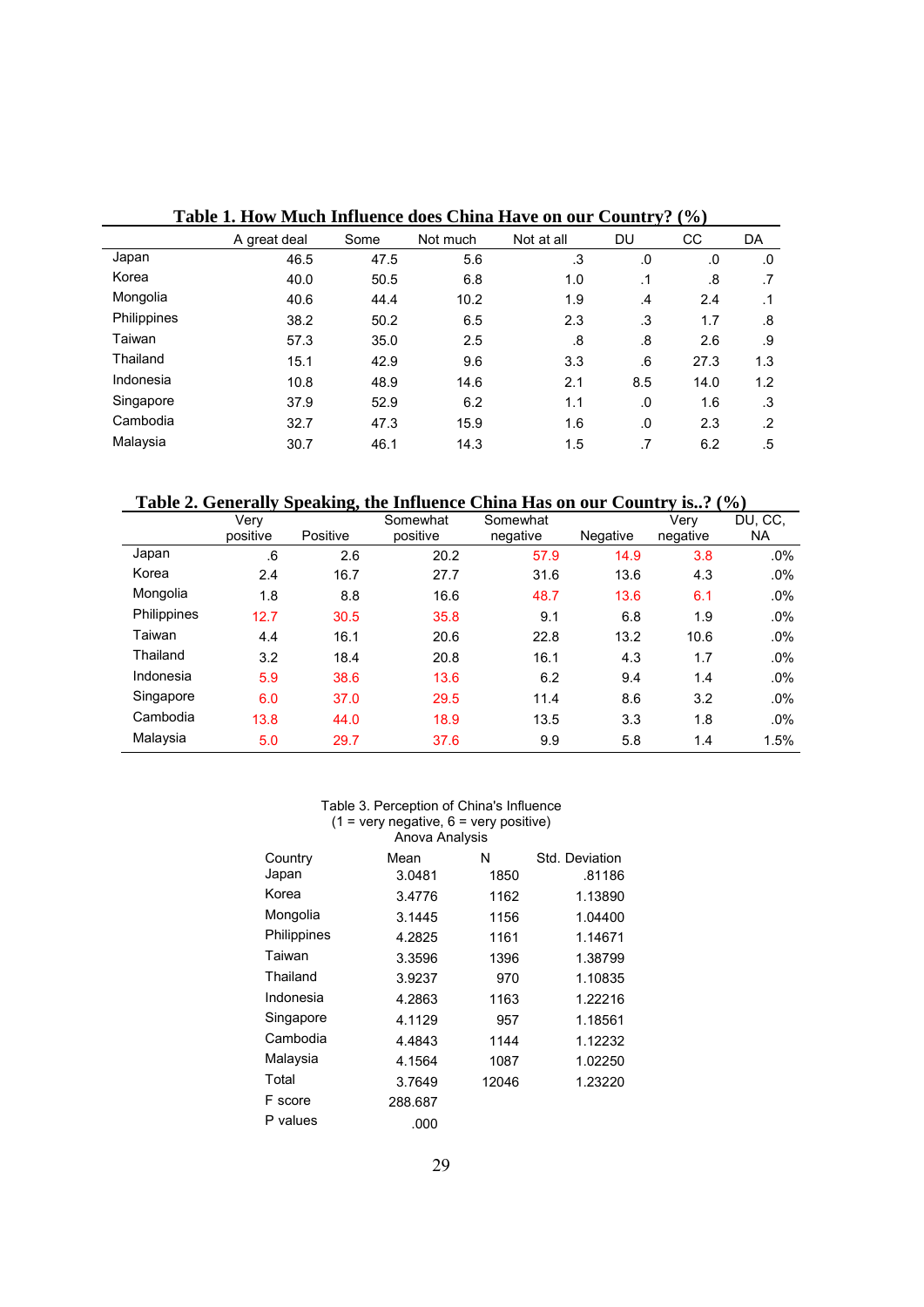**Table 1. How Much Influence does China Have on our Country? (%)**

| | A great deal | Some | Not much | Not at all | DU | CC | DA |
|---|---|---|---|---|---|---|---|
| Japan | 46.5 | 47.5 | 5.6 | .3 | .0 | .0 | .0 |
| Korea | 40.0 | 50.5 | 6.8 | 1.0 | .1 | .8 | .7 |
| Mongolia | 40.6 | 44.4 | 10.2 | 1.9 | .4 | 2.4 | .1 |
| Philippines | 38.2 | 50.2 | 6.5 | 2.3 | .3 | 1.7 | .8 |
| Taiwan | 57.3 | 35.0 | 2.5 | .8 | .8 | 2.6 | .9 |
| Thailand | 15.1 | 42.9 | 9.6 | 3.3 | .6 | 27.3 | 1.3 |
| Indonesia | 10.8 | 48.9 | 14.6 | 2.1 | 8.5 | 14.0 | 1.2 |
| Singapore | 37.9 | 52.9 | 6.2 | 1.1 | .0 | 1.6 | .3 |
| Cambodia | 32.7 | 47.3 | 15.9 | 1.6 | .0 | 2.3 | .2 |
| Malaysia | 30.7 | 46.1 | 14.3 | 1.5 | .7 | 6.2 | .5 |

**Table 2. Generally Speaking, the Influence China Has on our Country is..? (%)**

| | Very positive | Positive | Somewhat positive | Somewhat negative | Negative | Very negative | DU, CC, NA |
|---|---|---|---|---|---|---|---|
| Japan | .6 | 2.6 | 20.2 | 57.9 | 14.9 | 3.8 | .0% |
| Korea | 2.4 | 16.7 | 27.7 | 31.6 | 13.6 | 4.3 | .0% |
| Mongolia | 1.8 | 8.8 | 16.6 | 48.7 | 13.6 | 6.1 | .0% |
| Philippines | 12.7 | 30.5 | 35.8 | 9.1 | 6.8 | 1.9 | .0% |
| Taiwan | 4.4 | 16.1 | 20.6 | 22.8 | 13.2 | 10.6 | .0% |
| Thailand | 3.2 | 18.4 | 20.8 | 16.1 | 4.3 | 1.7 | .0% |
| Indonesia | 5.9 | 38.6 | 13.6 | 6.2 | 9.4 | 1.4 | .0% |
| Singapore | 6.0 | 37.0 | 29.5 | 11.4 | 8.6 | 3.2 | .0% |
| Cambodia | 13.8 | 44.0 | 18.9 | 13.5 | 3.3 | 1.8 | .0% |
| Malaysia | 5.0 | 29.7 | 37.6 | 9.9 | 5.8 | 1.4 | 1.5% |

Table 3. Perception of China's Influence
(1 = very negative, 6 = very positive)
Anova Analysis

| Country | Mean | N | Std. Deviation |
|---|---|---|---|
| Japan | 3.0481 | 1850 | .81186 |
| Korea | 3.4776 | 1162 | 1.13890 |
| Mongolia | 3.1445 | 1156 | 1.04400 |
| Philippines | 4.2825 | 1161 | 1.14671 |
| Taiwan | 3.3596 | 1396 | 1.38799 |
| Thailand | 3.9237 | 970 | 1.10835 |
| Indonesia | 4.2863 | 1163 | 1.22216 |
| Singapore | 4.1129 | 957 | 1.18561 |
| Cambodia | 4.4843 | 1144 | 1.12232 |
| Malaysia | 4.1564 | 1087 | 1.02250 |
| Total | 3.7649 | 12046 | 1.23220 |
| F score | 288.687 | | |
| P values | .000 | | |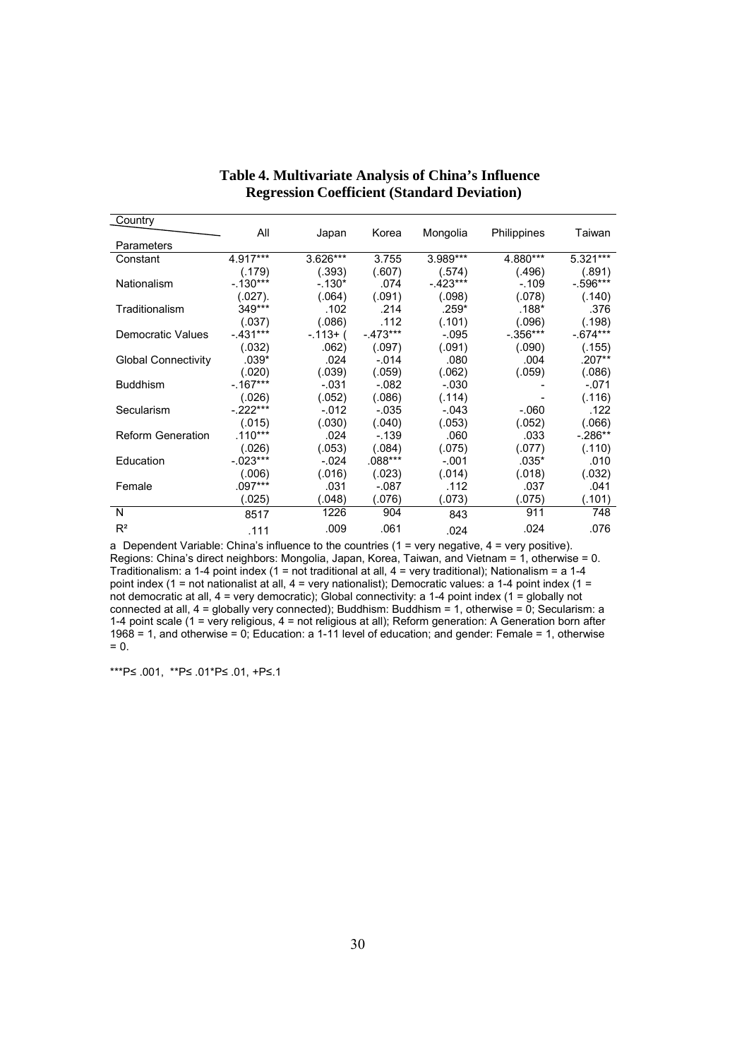**Table 4. Multivariate Analysis of China's Influence**
**Regression Coefficient (Standard Deviation)**

| Parameters \ Country | All | Japan | Korea | Mongolia | Philippines | Taiwan |
|---|---|---|---|---|---|---|
| Constant | 4.917*** | 3.626*** | 3.755 | 3.989*** | 4.880*** | 5.321*** |
| | (.179) | (.393) | (.607) | (.574) | (.496) | (.891) |
| Nationalism | -.130*** | -.130* | .074 | -.423*** | -.109 | -.596*** |
| | (.027). | (.064) | (.091) | (.098) | (.078) | (.140) |
| Traditionalism | 349*** | .102 | .214 | .259* | .188* | .376 |
| | (.037) | (.086) | .112 | (.101) | (.096) | (.198) |
| Democratic Values | -.431*** | -.113+ ( | -.473*** | -.095 | -.356*** | -.674*** |
| | (.032) | .062) | (.097) | (.091) | (.090) | (.155) |
| Global Connectivity | .039* | .024 | -.014 | .080 | .004 | .207** |
| | (.020) | (.039) | (.059) | (.062) | (.059) | (.086) |
| Buddhism | -.167*** | -.031 | -.082 | -.030 | - | -.071 |
| | (.026) | (.052) | (.086) | (.114) | - | (.116) |
| Secularism | -.222*** | -.012 | -.035 | -.043 | -.060 | .122 |
| | (.015) | (.030) | (.040) | (.053) | (.052) | (.066) |
| Reform Generation | .110*** | .024 | -.139 | .060 | .033 | -.286** |
| | (.026) | (.053) | (.084) | (.075) | (.077) | (.110) |
| Education | -.023*** | -.024 | .088*** | -.001 | .035* | .010 |
| | (.006) | (.016) | (.023) | (.014) | (.018) | (.032) |
| Female | .097*** | .031 | -.087 | .112 | .037 | .041 |
| | (.025) | (.048) | (.076) | (.073) | (.075) | (.101) |
| N | 8517 | 1226 | 904 | 843 | 911 | 748 |
| $R^2$ | .111 | .009 | .061 | .024 | .024 | .076 |

a Dependent Variable: China's influence to the countries (1 = very negative, 4 = very positive). Regions: China's direct neighbors: Mongolia, Japan, Korea, Taiwan, and Vietnam = 1, otherwise = 0. Traditionalism: a 1-4 point index (1 = not traditional at all, 4 = very traditional); Nationalism = a 1-4 point index (1 = not nationalist at all, 4 = very nationalist); Democratic values: a 1-4 point index (1 = not democratic at all, 4 = very democratic); Global connectivity: a 1-4 point index (1 = globally not connected at all, 4 = globally very connected); Buddhism: Buddhism = 1, otherwise = 0; Secularism: a 1-4 point scale (1 = very religious, 4 = not religious at all); Reform generation: A Generation born after 1968 = 1, and otherwise = 0; Education: a 1-11 level of education; and gender: Female = 1, otherwise = 0.

***P≤ .001, **P≤ .01*P≤ .01, +P≤.1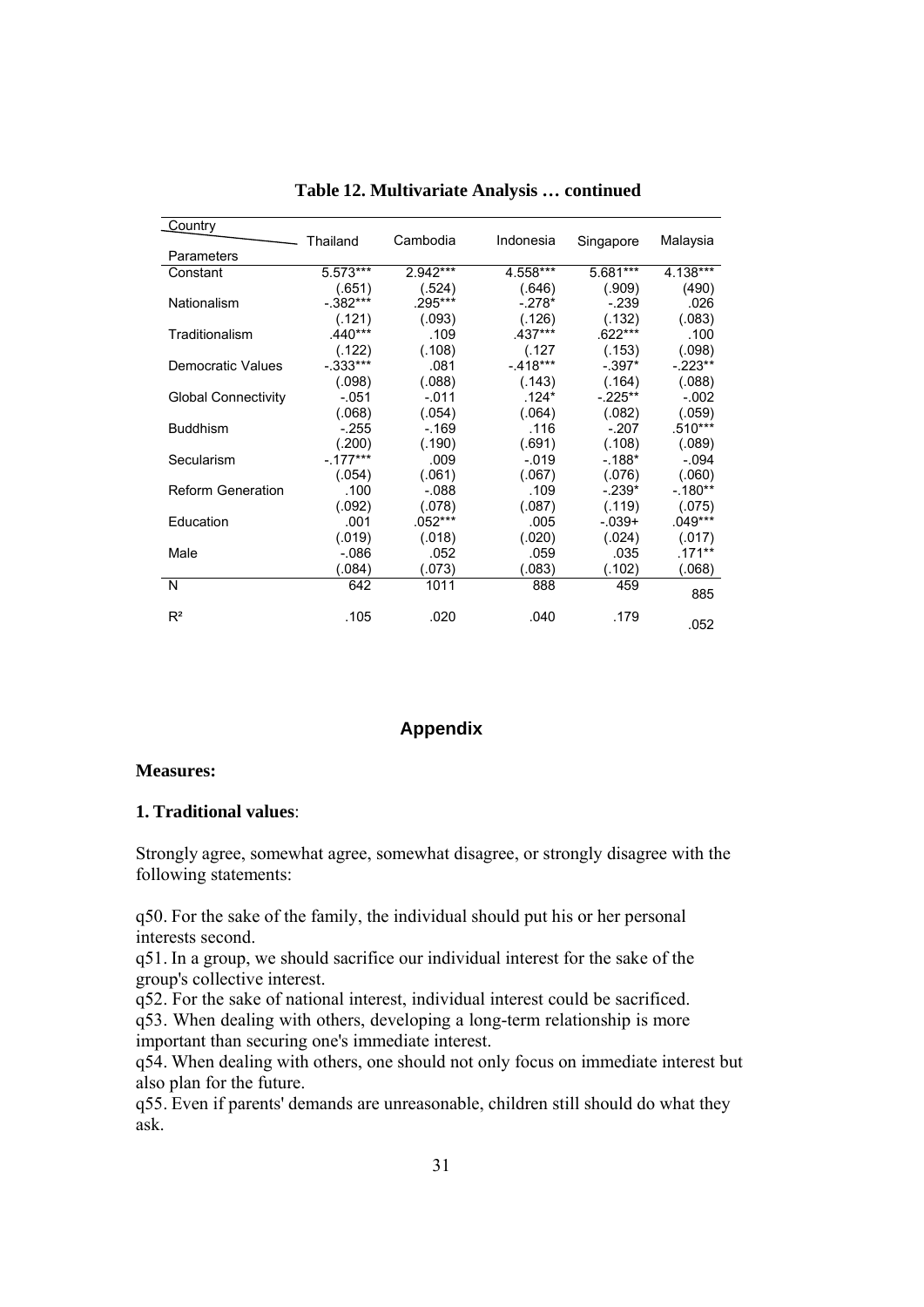**Table 12. Multivariate Analysis … continued**

| Country / Parameters | Thailand | Cambodia | Indonesia | Singapore | Malaysia |
|---|---|---|---|---|---|
| Constant | 5.573*** | 2.942*** | 4.558*** | 5.681*** | 4.138*** |
| | (.651) | (.524) | (.646) | (.909) | (490) |
| Nationalism | -.382*** | .295*** | -.278* | -.239 | .026 |
| | (.121) | (.093) | (.126) | (.132) | (.083) |
| Traditionalism | .440*** | .109 | .437*** | .622*** | .100 |
| | (.122) | (.108) | (.127 | (.153) | (.098) |
| Democratic Values | -.333*** | .081 | -.418*** | -.397* | -.223** |
| | (.098) | (.088) | (.143) | (.164) | (.088) |
| Global Connectivity | -.051 | -.011 | .124* | -.225** | -.002 |
| | (.068) | (.054) | (.064) | (.082) | (.059) |
| Buddhism | -.255 | -.169 | .116 | -.207 | .510*** |
| | (.200) | (.190) | (.691) | (.108) | (.089) |
| Secularism | -.177*** | .009 | -.019 | -.188* | -.094 |
| | (.054) | (.061) | (.067) | (.076) | (.060) |
| Reform Generation | .100 | -.088 | .109 | -.239* | -.180** |
| | (.092) | (.078) | (.087) | (.119) | (.075) |
| Education | .001 | .052*** | .005 | -.039+ | .049*** |
| | (.019) | (.018) | (.020) | (.024) | (.017) |
| Male | -.086 | .052 | .059 | .035 | .171** |
| | (.084) | (.073) | (.083) | (.102) | (.068) |
| N | 642 | 1011 | 888 | 459 | 885 |
| $R^2$ | .105 | .020 | .040 | .179 | .052 |

## Appendix

**Measures:**

**1. Traditional values**:

Strongly agree, somewhat agree, somewhat disagree, or strongly disagree with the following statements:

q50. For the sake of the family, the individual should put his or her personal interests second.
q51. In a group, we should sacrifice our individual interest for the sake of the group's collective interest.
q52. For the sake of national interest, individual interest could be sacrificed.
q53. When dealing with others, developing a long-term relationship is more important than securing one's immediate interest.
q54. When dealing with others, one should not only focus on immediate interest but also plan for the future.
q55. Even if parents' demands are unreasonable, children still should do what they ask.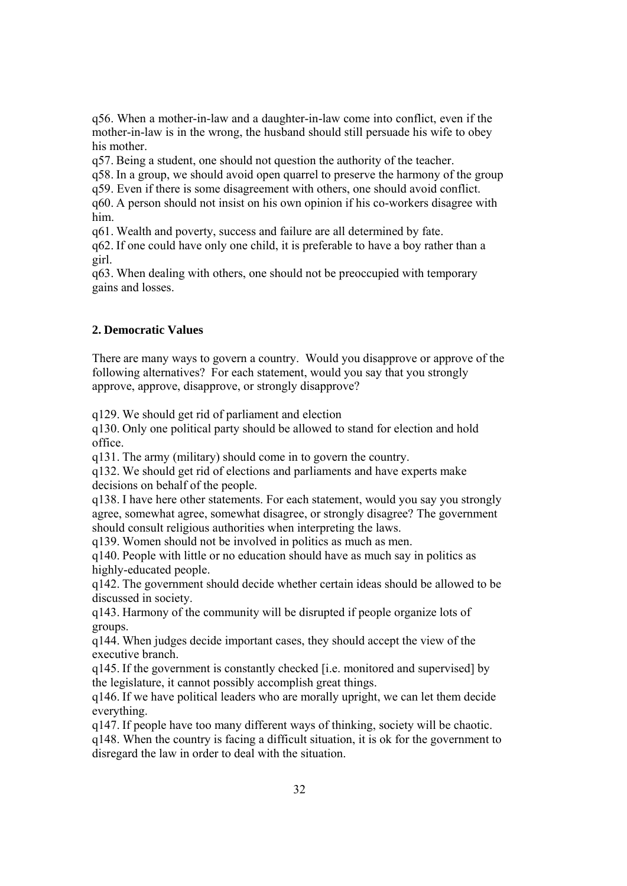q56. When a mother-in-law and a daughter-in-law come into conflict, even if the mother-in-law is in the wrong, the husband should still persuade his wife to obey his mother.

q57. Being a student, one should not question the authority of the teacher.

q58. In a group, we should avoid open quarrel to preserve the harmony of the group

q59. Even if there is some disagreement with others, one should avoid conflict.

q60. A person should not insist on his own opinion if his co-workers disagree with him.

q61. Wealth and poverty, success and failure are all determined by fate.

q62. If one could have only one child, it is preferable to have a boy rather than a girl.

q63. When dealing with others, one should not be preoccupied with temporary gains and losses.

## 2. Democratic Values

There are many ways to govern a country. Would you disapprove or approve of the following alternatives? For each statement, would you say that you strongly approve, approve, disapprove, or strongly disapprove?

q129. We should get rid of parliament and election

q130. Only one political party should be allowed to stand for election and hold office.

q131. The army (military) should come in to govern the country.

q132. We should get rid of elections and parliaments and have experts make decisions on behalf of the people.

q138. I have here other statements. For each statement, would you say you strongly agree, somewhat agree, somewhat disagree, or strongly disagree? The government should consult religious authorities when interpreting the laws.

q139. Women should not be involved in politics as much as men.

q140. People with little or no education should have as much say in politics as highly-educated people.

q142. The government should decide whether certain ideas should be allowed to be discussed in society.

q143. Harmony of the community will be disrupted if people organize lots of groups.

q144. When judges decide important cases, they should accept the view of the executive branch.

q145. If the government is constantly checked [i.e. monitored and supervised] by the legislature, it cannot possibly accomplish great things.

q146. If we have political leaders who are morally upright, we can let them decide everything.

q147. If people have too many different ways of thinking, society will be chaotic.

q148. When the country is facing a difficult situation, it is ok for the government to disregard the law in order to deal with the situation.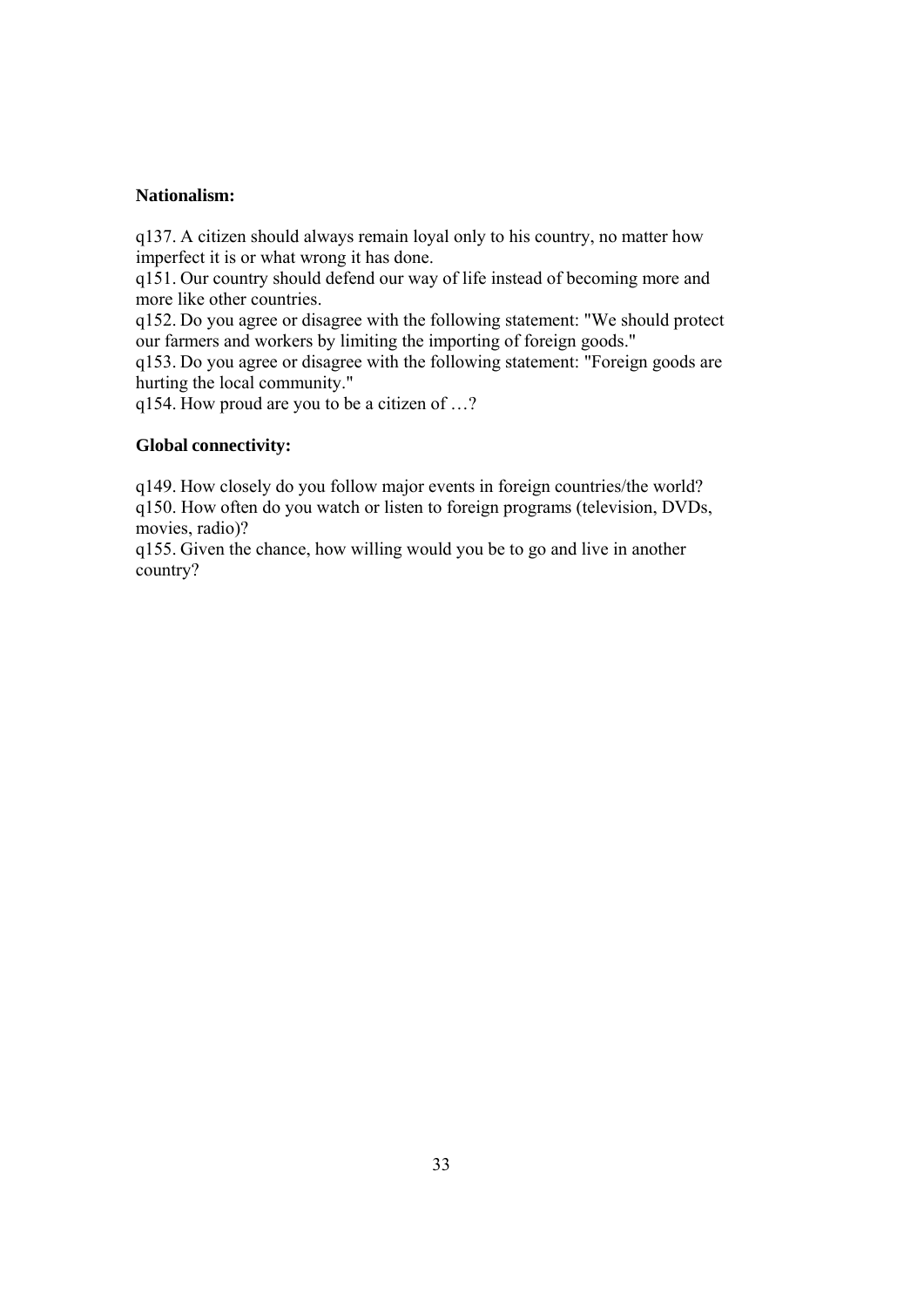**Nationalism:**

q137. A citizen should always remain loyal only to his country, no matter how imperfect it is or what wrong it has done.
q151. Our country should defend our way of life instead of becoming more and more like other countries.
q152. Do you agree or disagree with the following statement: "We should protect our farmers and workers by limiting the importing of foreign goods."
q153. Do you agree or disagree with the following statement: "Foreign goods are hurting the local community."
q154. How proud are you to be a citizen of …?

**Global connectivity:**

q149. How closely do you follow major events in foreign countries/the world?
q150. How often do you watch or listen to foreign programs (television, DVDs, movies, radio)?
q155. Given the chance, how willing would you be to go and live in another country?